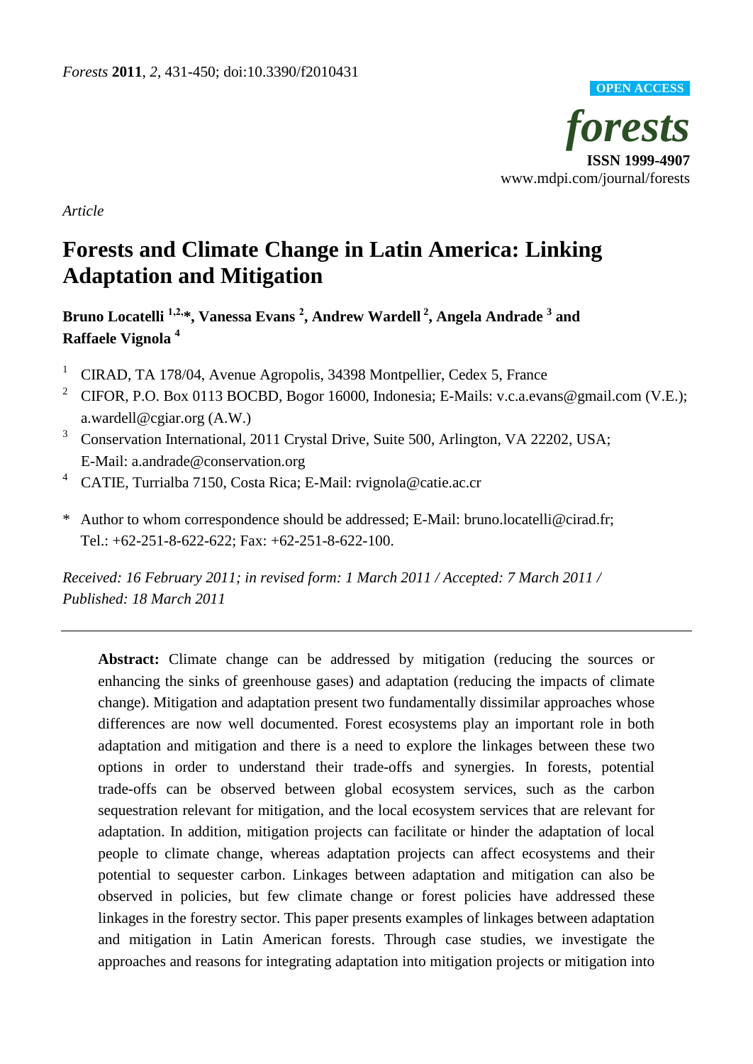*Forests* **2011**, *2*, 431-450; doi:10.3390/f2010431

**OPEN ACCESS**

***forests***

**ISSN 1999-4907**

www.mdpi.com/journal/forests

*Article*

# Forests and Climate Change in Latin America: Linking Adaptation and Mitigation

**Bruno Locatelli [1,2,*], Vanessa Evans [2], Andrew Wardell [2], Angela Andrade [3] and Raffaele Vignola [4]**

1. CIRAD, TA 178/04, Avenue Agropolis, 34398 Montpellier, Cedex 5, France
2. CIFOR, P.O. Box 0113 BOCBD, Bogor 16000, Indonesia; E-Mails: v.c.a.evans@gmail.com (V.E.); a.wardell@cgiar.org (A.W.)
3. Conservation International, 2011 Crystal Drive, Suite 500, Arlington, VA 22202, USA; E-Mail: a.andrade@conservation.org
4. CATIE, Turrialba 7150, Costa Rica; E-Mail: rvignola@catie.ac.cr

\* Author to whom correspondence should be addressed; E-Mail: bruno.locatelli@cirad.fr; Tel.: +62-251-8-622-622; Fax: +62-251-8-622-100.

*Received: 16 February 2011; in revised form: 1 March 2011 / Accepted: 7 March 2011 / Published: 18 March 2011*

---

**Abstract:** Climate change can be addressed by mitigation (reducing the sources or enhancing the sinks of greenhouse gases) and adaptation (reducing the impacts of climate change). Mitigation and adaptation present two fundamentally dissimilar approaches whose differences are now well documented. Forest ecosystems play an important role in both adaptation and mitigation and there is a need to explore the linkages between these two options in order to understand their trade-offs and synergies. In forests, potential trade-offs can be observed between global ecosystem services, such as the carbon sequestration relevant for mitigation, and the local ecosystem services that are relevant for adaptation. In addition, mitigation projects can facilitate or hinder the adaptation of local people to climate change, whereas adaptation projects can affect ecosystems and their potential to sequester carbon. Linkages between adaptation and mitigation can also be observed in policies, but few climate change or forest policies have addressed these linkages in the forestry sector. This paper presents examples of linkages between adaptation and mitigation in Latin American forests. Through case studies, we investigate the approaches and reasons for integrating adaptation into mitigation projects or mitigation into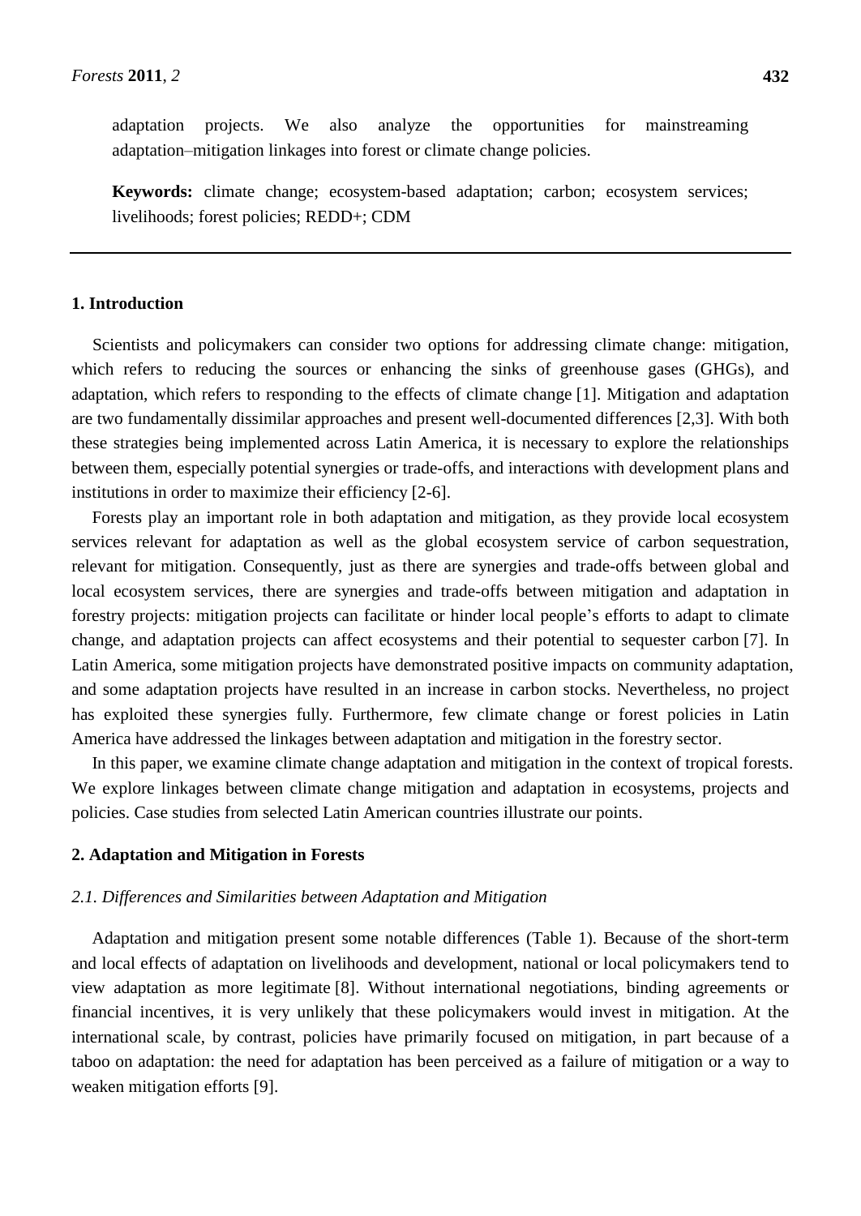adaptation projects. We also analyze the opportunities for mainstreaming adaptation–mitigation linkages into forest or climate change policies.

**Keywords:** climate change; ecosystem-based adaptation; carbon; ecosystem services; livelihoods; forest policies; REDD+; CDM

## 1. Introduction

Scientists and policymakers can consider two options for addressing climate change: mitigation, which refers to reducing the sources or enhancing the sinks of greenhouse gases (GHGs), and adaptation, which refers to responding to the effects of climate change [1]. Mitigation and adaptation are two fundamentally dissimilar approaches and present well-documented differences [2,3]. With both these strategies being implemented across Latin America, it is necessary to explore the relationships between them, especially potential synergies or trade-offs, and interactions with development plans and institutions in order to maximize their efficiency [2-6].

Forests play an important role in both adaptation and mitigation, as they provide local ecosystem services relevant for adaptation as well as the global ecosystem service of carbon sequestration, relevant for mitigation. Consequently, just as there are synergies and trade-offs between global and local ecosystem services, there are synergies and trade-offs between mitigation and adaptation in forestry projects: mitigation projects can facilitate or hinder local people's efforts to adapt to climate change, and adaptation projects can affect ecosystems and their potential to sequester carbon [7]. In Latin America, some mitigation projects have demonstrated positive impacts on community adaptation, and some adaptation projects have resulted in an increase in carbon stocks. Nevertheless, no project has exploited these synergies fully. Furthermore, few climate change or forest policies in Latin America have addressed the linkages between adaptation and mitigation in the forestry sector.

In this paper, we examine climate change adaptation and mitigation in the context of tropical forests. We explore linkages between climate change mitigation and adaptation in ecosystems, projects and policies. Case studies from selected Latin American countries illustrate our points.

## 2. Adaptation and Mitigation in Forests

### *2.1. Differences and Similarities between Adaptation and Mitigation*

Adaptation and mitigation present some notable differences (Table 1). Because of the short-term and local effects of adaptation on livelihoods and development, national or local policymakers tend to view adaptation as more legitimate [8]. Without international negotiations, binding agreements or financial incentives, it is very unlikely that these policymakers would invest in mitigation. At the international scale, by contrast, policies have primarily focused on mitigation, in part because of a taboo on adaptation: the need for adaptation has been perceived as a failure of mitigation or a way to weaken mitigation efforts [9].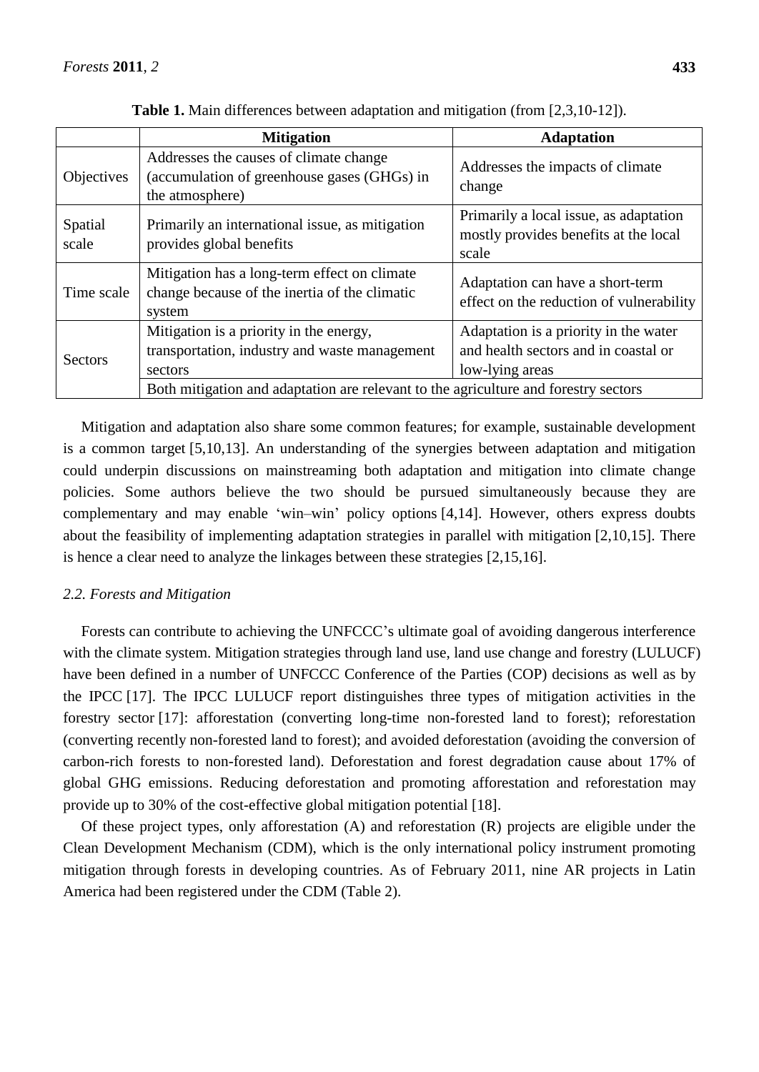**Table 1.** Main differences between adaptation and mitigation (from [2,3,10-12]).

| | Mitigation | Adaptation |
|---|---|---|
| Objectives | Addresses the causes of climate change (accumulation of greenhouse gases (GHGs) in the atmosphere) | Addresses the impacts of climate change |
| Spatial scale | Primarily an international issue, as mitigation provides global benefits | Primarily a local issue, as adaptation mostly provides benefits at the local scale |
| Time scale | Mitigation has a long-term effect on climate change because of the inertia of the climatic system | Adaptation can have a short-term effect on the reduction of vulnerability |
| Sectors | Mitigation is a priority in the energy, transportation, industry and waste management sectors | Adaptation is a priority in the water and health sectors and in coastal or low-lying areas |
| | Both mitigation and adaptation are relevant to the agriculture and forestry sectors | |

Mitigation and adaptation also share some common features; for example, sustainable development is a common target [5,10,13]. An understanding of the synergies between adaptation and mitigation could underpin discussions on mainstreaming both adaptation and mitigation into climate change policies. Some authors believe the two should be pursued simultaneously because they are complementary and may enable 'win–win' policy options [4,14]. However, others express doubts about the feasibility of implementing adaptation strategies in parallel with mitigation [2,10,15]. There is hence a clear need to analyze the linkages between these strategies [2,15,16].

### *2.2. Forests and Mitigation*

Forests can contribute to achieving the UNFCCC's ultimate goal of avoiding dangerous interference with the climate system. Mitigation strategies through land use, land use change and forestry (LULUCF) have been defined in a number of UNFCCC Conference of the Parties (COP) decisions as well as by the IPCC [17]. The IPCC LULUCF report distinguishes three types of mitigation activities in the forestry sector [17]: afforestation (converting long-time non-forested land to forest); reforestation (converting recently non-forested land to forest); and avoided deforestation (avoiding the conversion of carbon-rich forests to non-forested land). Deforestation and forest degradation cause about 17% of global GHG emissions. Reducing deforestation and promoting afforestation and reforestation may provide up to 30% of the cost-effective global mitigation potential [18].

Of these project types, only afforestation (A) and reforestation (R) projects are eligible under the Clean Development Mechanism (CDM), which is the only international policy instrument promoting mitigation through forests in developing countries. As of February 2011, nine AR projects in Latin America had been registered under the CDM (Table 2).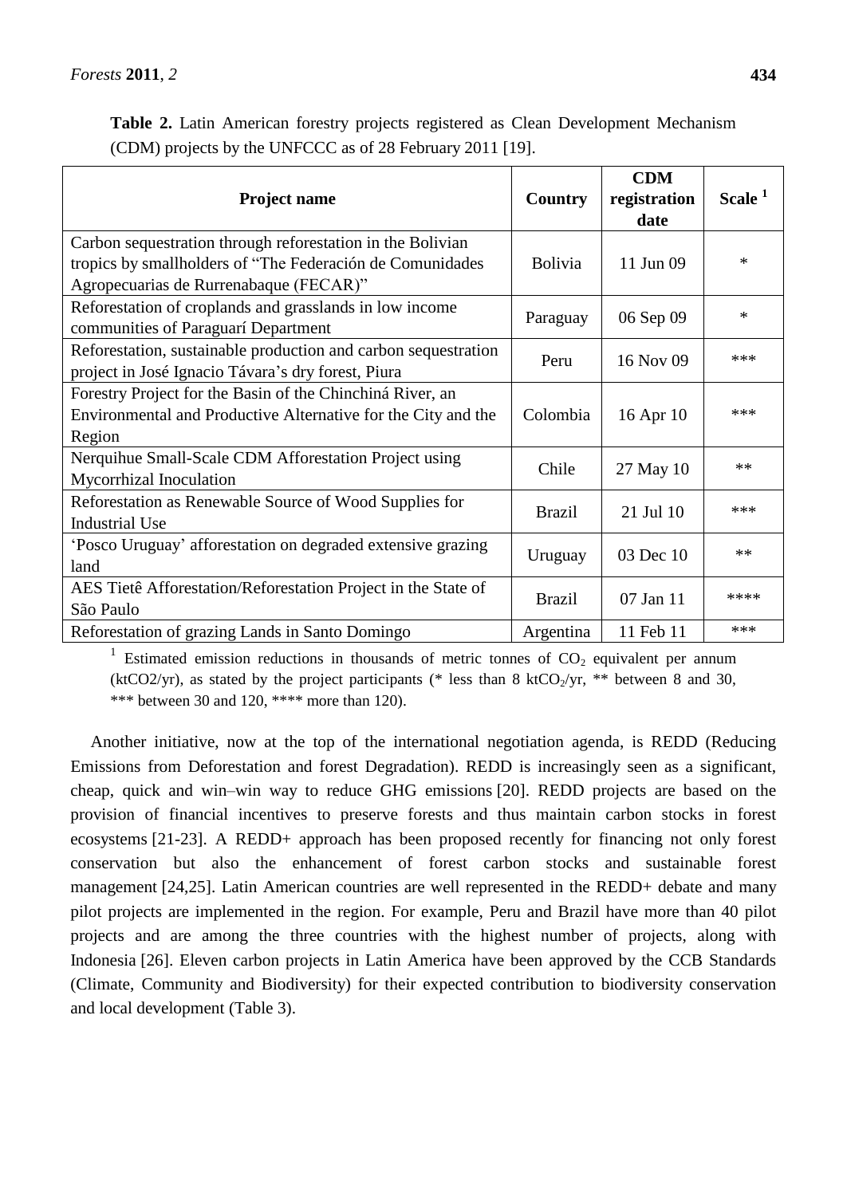**Table 2.** Latin American forestry projects registered as Clean Development Mechanism (CDM) projects by the UNFCCC as of 28 February 2011 [19].

| Project name | Country | CDM registration date | Scale [1] |
|---|---|---|---|
| Carbon sequestration through reforestation in the Bolivian tropics by smallholders of "The Federación de Comunidades Agropecuarias de Rurrenabaque (FECAR)" | Bolivia | 11 Jun 09 | * |
| Reforestation of croplands and grasslands in low income communities of Paraguarí Department | Paraguay | 06 Sep 09 | * |
| Reforestation, sustainable production and carbon sequestration project in José Ignacio Távara's dry forest, Piura | Peru | 16 Nov 09 | *** |
| Forestry Project for the Basin of the Chinchiná River, an Environmental and Productive Alternative for the City and the Region | Colombia | 16 Apr 10 | *** |
| Nerquihue Small-Scale CDM Afforestation Project using Mycorrhizal Inoculation | Chile | 27 May 10 | ** |
| Reforestation as Renewable Source of Wood Supplies for Industrial Use | Brazil | 21 Jul 10 | *** |
| 'Posco Uruguay' afforestation on degraded extensive grazing land | Uruguay | 03 Dec 10 | ** |
| AES Tietê Afforestation/Reforestation Project in the State of São Paulo | Brazil | 07 Jan 11 | **** |
| Reforestation of grazing Lands in Santo Domingo | Argentina | 11 Feb 11 | *** |

[1] Estimated emission reductions in thousands of metric tonnes of $CO_2$ equivalent per annum (ktCO2/yr), as stated by the project participants (* less than 8 kt$CO_2$/yr, ** between 8 and 30, *** between 30 and 120, **** more than 120).

Another initiative, now at the top of the international negotiation agenda, is REDD (Reducing Emissions from Deforestation and forest Degradation). REDD is increasingly seen as a significant, cheap, quick and win–win way to reduce GHG emissions [20]. REDD projects are based on the provision of financial incentives to preserve forests and thus maintain carbon stocks in forest ecosystems [21-23]. A REDD+ approach has been proposed recently for financing not only forest conservation but also the enhancement of forest carbon stocks and sustainable forest management [24,25]. Latin American countries are well represented in the REDD+ debate and many pilot projects are implemented in the region. For example, Peru and Brazil have more than 40 pilot projects and are among the three countries with the highest number of projects, along with Indonesia [26]. Eleven carbon projects in Latin America have been approved by the CCB Standards (Climate, Community and Biodiversity) for their expected contribution to biodiversity conservation and local development (Table 3).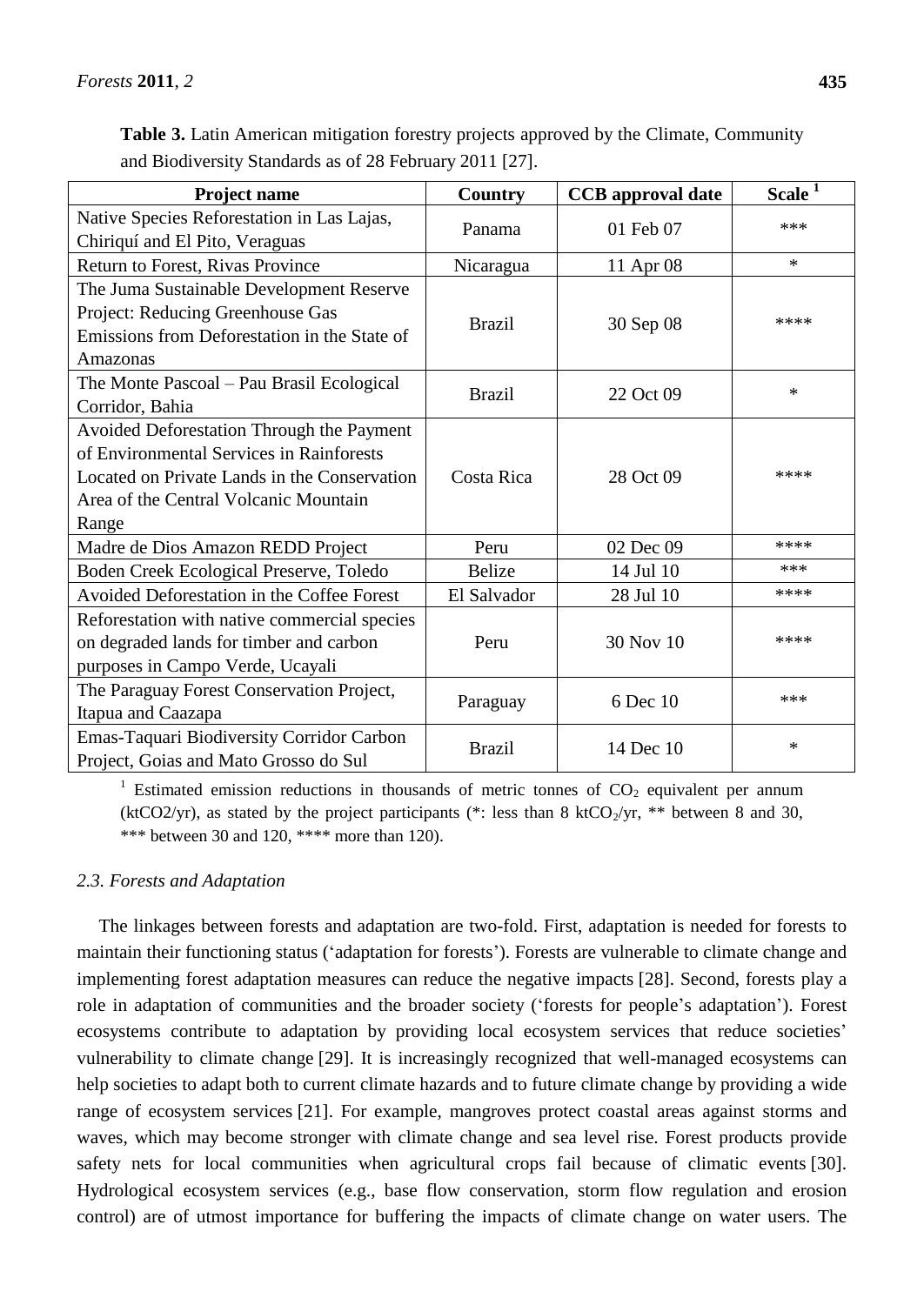**Table 3.** Latin American mitigation forestry projects approved by the Climate, Community and Biodiversity Standards as of 28 February 2011 [27].

| Project name | Country | CCB approval date | Scale [1] |
|---|---|---|---|
| Native Species Reforestation in Las Lajas, Chiriquí and El Pito, Veraguas | Panama | 01 Feb 07 | *** |
| Return to Forest, Rivas Province | Nicaragua | 11 Apr 08 | * |
| The Juma Sustainable Development Reserve Project: Reducing Greenhouse Gas Emissions from Deforestation in the State of Amazonas | Brazil | 30 Sep 08 | **** |
| The Monte Pascoal – Pau Brasil Ecological Corridor, Bahia | Brazil | 22 Oct 09 | * |
| Avoided Deforestation Through the Payment of Environmental Services in Rainforests Located on Private Lands in the Conservation Area of the Central Volcanic Mountain Range | Costa Rica | 28 Oct 09 | **** |
| Madre de Dios Amazon REDD Project | Peru | 02 Dec 09 | **** |
| Boden Creek Ecological Preserve, Toledo | Belize | 14 Jul 10 | *** |
| Avoided Deforestation in the Coffee Forest | El Salvador | 28 Jul 10 | **** |
| Reforestation with native commercial species on degraded lands for timber and carbon purposes in Campo Verde, Ucayali | Peru | 30 Nov 10 | **** |
| The Paraguay Forest Conservation Project, Itapua and Caazapa | Paraguay | 6 Dec 10 | *** |
| Emas-Taquari Biodiversity Corridor Carbon Project, Goias and Mato Grosso do Sul | Brazil | 14 Dec 10 | * |

[1] Estimated emission reductions in thousands of metric tonnes of $CO_2$ equivalent per annum (ktCO2/yr), as stated by the project participants (*: less than 8 kt$CO_2$/yr, ** between 8 and 30, *** between 30 and 120, **** more than 120).

### *2.3. Forests and Adaptation*

The linkages between forests and adaptation are two-fold. First, adaptation is needed for forests to maintain their functioning status ('adaptation for forests'). Forests are vulnerable to climate change and implementing forest adaptation measures can reduce the negative impacts [28]. Second, forests play a role in adaptation of communities and the broader society ('forests for people's adaptation'). Forest ecosystems contribute to adaptation by providing local ecosystem services that reduce societies' vulnerability to climate change [29]. It is increasingly recognized that well-managed ecosystems can help societies to adapt both to current climate hazards and to future climate change by providing a wide range of ecosystem services [21]. For example, mangroves protect coastal areas against storms and waves, which may become stronger with climate change and sea level rise. Forest products provide safety nets for local communities when agricultural crops fail because of climatic events [30]. Hydrological ecosystem services (e.g., base flow conservation, storm flow regulation and erosion control) are of utmost importance for buffering the impacts of climate change on water users. The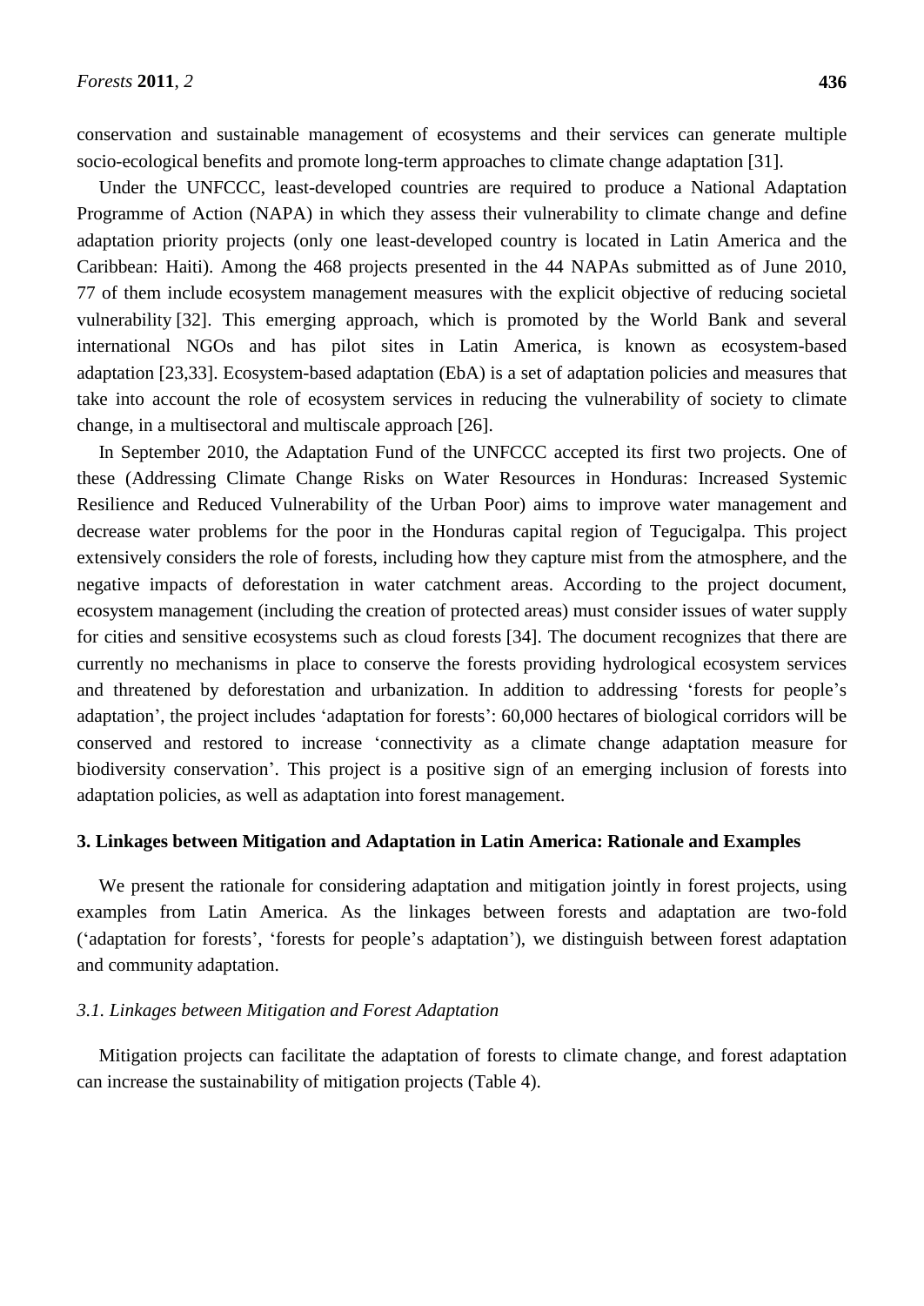conservation and sustainable management of ecosystems and their services can generate multiple socio-ecological benefits and promote long-term approaches to climate change adaptation [31].

Under the UNFCCC, least-developed countries are required to produce a National Adaptation Programme of Action (NAPA) in which they assess their vulnerability to climate change and define adaptation priority projects (only one least-developed country is located in Latin America and the Caribbean: Haiti). Among the 468 projects presented in the 44 NAPAs submitted as of June 2010, 77 of them include ecosystem management measures with the explicit objective of reducing societal vulnerability [32]. This emerging approach, which is promoted by the World Bank and several international NGOs and has pilot sites in Latin America, is known as ecosystem-based adaptation [23,33]. Ecosystem-based adaptation (EbA) is a set of adaptation policies and measures that take into account the role of ecosystem services in reducing the vulnerability of society to climate change, in a multisectoral and multiscale approach [26].

In September 2010, the Adaptation Fund of the UNFCCC accepted its first two projects. One of these (Addressing Climate Change Risks on Water Resources in Honduras: Increased Systemic Resilience and Reduced Vulnerability of the Urban Poor) aims to improve water management and decrease water problems for the poor in the Honduras capital region of Tegucigalpa. This project extensively considers the role of forests, including how they capture mist from the atmosphere, and the negative impacts of deforestation in water catchment areas. According to the project document, ecosystem management (including the creation of protected areas) must consider issues of water supply for cities and sensitive ecosystems such as cloud forests [34]. The document recognizes that there are currently no mechanisms in place to conserve the forests providing hydrological ecosystem services and threatened by deforestation and urbanization. In addition to addressing 'forests for people's adaptation', the project includes 'adaptation for forests': 60,000 hectares of biological corridors will be conserved and restored to increase 'connectivity as a climate change adaptation measure for biodiversity conservation'. This project is a positive sign of an emerging inclusion of forests into adaptation policies, as well as adaptation into forest management.

## 3. Linkages between Mitigation and Adaptation in Latin America: Rationale and Examples

We present the rationale for considering adaptation and mitigation jointly in forest projects, using examples from Latin America. As the linkages between forests and adaptation are two-fold ('adaptation for forests', 'forests for people's adaptation'), we distinguish between forest adaptation and community adaptation.

### *3.1. Linkages between Mitigation and Forest Adaptation*

Mitigation projects can facilitate the adaptation of forests to climate change, and forest adaptation can increase the sustainability of mitigation projects (Table 4).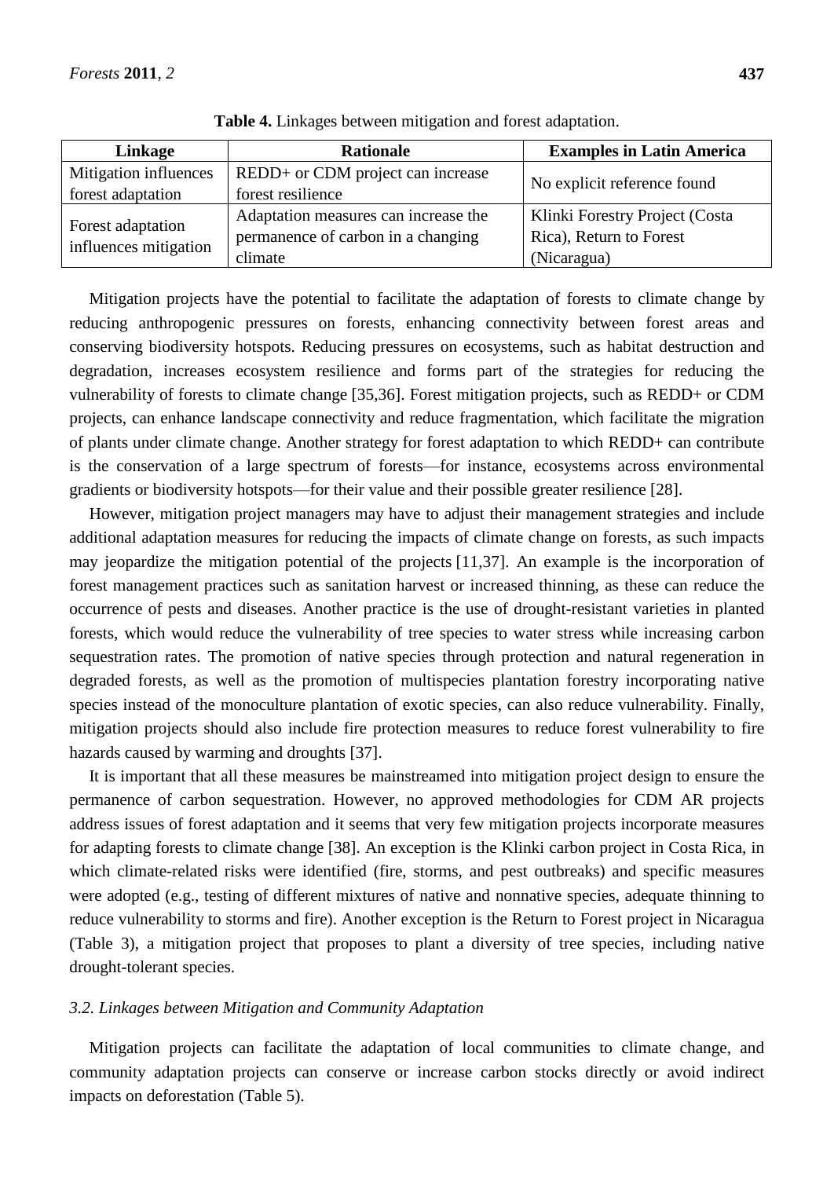**Table 4.** Linkages between mitigation and forest adaptation.

| Linkage | Rationale | Examples in Latin America |
| --- | --- | --- |
| Mitigation influences forest adaptation | REDD+ or CDM project can increase forest resilience | No explicit reference found |
| Forest adaptation influences mitigation | Adaptation measures can increase the permanence of carbon in a changing climate | Klinki Forestry Project (Costa Rica), Return to Forest (Nicaragua) |

Mitigation projects have the potential to facilitate the adaptation of forests to climate change by reducing anthropogenic pressures on forests, enhancing connectivity between forest areas and conserving biodiversity hotspots. Reducing pressures on ecosystems, such as habitat destruction and degradation, increases ecosystem resilience and forms part of the strategies for reducing the vulnerability of forests to climate change [35,36]. Forest mitigation projects, such as REDD+ or CDM projects, can enhance landscape connectivity and reduce fragmentation, which facilitate the migration of plants under climate change. Another strategy for forest adaptation to which REDD+ can contribute is the conservation of a large spectrum of forests—for instance, ecosystems across environmental gradients or biodiversity hotspots—for their value and their possible greater resilience [28].

However, mitigation project managers may have to adjust their management strategies and include additional adaptation measures for reducing the impacts of climate change on forests, as such impacts may jeopardize the mitigation potential of the projects [11,37]. An example is the incorporation of forest management practices such as sanitation harvest or increased thinning, as these can reduce the occurrence of pests and diseases. Another practice is the use of drought-resistant varieties in planted forests, which would reduce the vulnerability of tree species to water stress while increasing carbon sequestration rates. The promotion of native species through protection and natural regeneration in degraded forests, as well as the promotion of multispecies plantation forestry incorporating native species instead of the monoculture plantation of exotic species, can also reduce vulnerability. Finally, mitigation projects should also include fire protection measures to reduce forest vulnerability to fire hazards caused by warming and droughts [37].

It is important that all these measures be mainstreamed into mitigation project design to ensure the permanence of carbon sequestration. However, no approved methodologies for CDM AR projects address issues of forest adaptation and it seems that very few mitigation projects incorporate measures for adapting forests to climate change [38]. An exception is the Klinki carbon project in Costa Rica, in which climate-related risks were identified (fire, storms, and pest outbreaks) and specific measures were adopted (e.g., testing of different mixtures of native and nonnative species, adequate thinning to reduce vulnerability to storms and fire). Another exception is the Return to Forest project in Nicaragua (Table 3), a mitigation project that proposes to plant a diversity of tree species, including native drought-tolerant species.

### *3.2. Linkages between Mitigation and Community Adaptation*

Mitigation projects can facilitate the adaptation of local communities to climate change, and community adaptation projects can conserve or increase carbon stocks directly or avoid indirect impacts on deforestation (Table 5).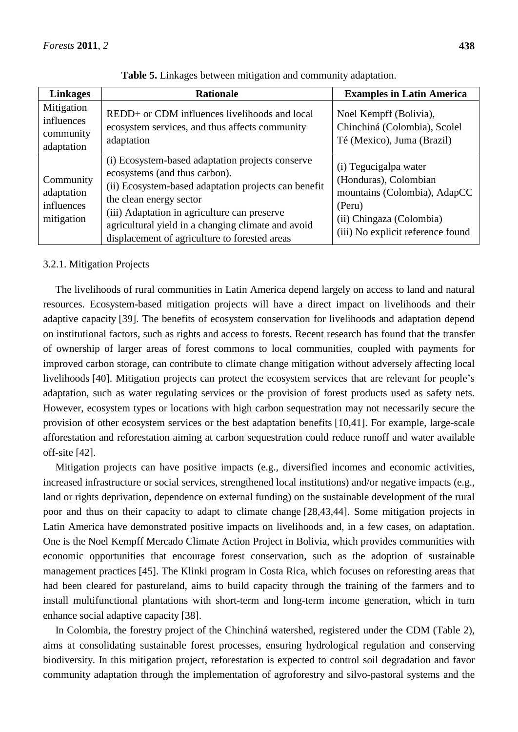**Table 5.** Linkages between mitigation and community adaptation.

| Linkages | Rationale | Examples in Latin America |
| --- | --- | --- |
| Mitigation influences community adaptation | REDD+ or CDM influences livelihoods and local ecosystem services, and thus affects community adaptation | Noel Kempff (Bolivia), Chinchiná (Colombia), Scolel Té (Mexico), Juma (Brazil) |
| Community adaptation influences mitigation | (i) Ecosystem-based adaptation projects conserve ecosystems (and thus carbon).<br>(ii) Ecosystem-based adaptation projects can benefit the clean energy sector<br>(iii) Adaptation in agriculture can preserve agricultural yield in a changing climate and avoid displacement of agriculture to forested areas | (i) Tegucigalpa water (Honduras), Colombian mountains (Colombia), AdapCC (Peru)<br>(ii) Chingaza (Colombia)<br>(iii) No explicit reference found |

3.2.1. Mitigation Projects

The livelihoods of rural communities in Latin America depend largely on access to land and natural resources. Ecosystem-based mitigation projects will have a direct impact on livelihoods and their adaptive capacity [39]. The benefits of ecosystem conservation for livelihoods and adaptation depend on institutional factors, such as rights and access to forests. Recent research has found that the transfer of ownership of larger areas of forest commons to local communities, coupled with payments for improved carbon storage, can contribute to climate change mitigation without adversely affecting local livelihoods [40]. Mitigation projects can protect the ecosystem services that are relevant for people's adaptation, such as water regulating services or the provision of forest products used as safety nets. However, ecosystem types or locations with high carbon sequestration may not necessarily secure the provision of other ecosystem services or the best adaptation benefits [10,41]. For example, large-scale afforestation and reforestation aiming at carbon sequestration could reduce runoff and water available off-site [42].

Mitigation projects can have positive impacts (e.g., diversified incomes and economic activities, increased infrastructure or social services, strengthened local institutions) and/or negative impacts (e.g., land or rights deprivation, dependence on external funding) on the sustainable development of the rural poor and thus on their capacity to adapt to climate change [28,43,44]. Some mitigation projects in Latin America have demonstrated positive impacts on livelihoods and, in a few cases, on adaptation. One is the Noel Kempff Mercado Climate Action Project in Bolivia, which provides communities with economic opportunities that encourage forest conservation, such as the adoption of sustainable management practices [45]. The Klinki program in Costa Rica, which focuses on reforesting areas that had been cleared for pastureland, aims to build capacity through the training of the farmers and to install multifunctional plantations with short-term and long-term income generation, which in turn enhance social adaptive capacity [38].

In Colombia, the forestry project of the Chinchiná watershed, registered under the CDM (Table 2), aims at consolidating sustainable forest processes, ensuring hydrological regulation and conserving biodiversity. In this mitigation project, reforestation is expected to control soil degradation and favor community adaptation through the implementation of agroforestry and silvo-pastoral systems and the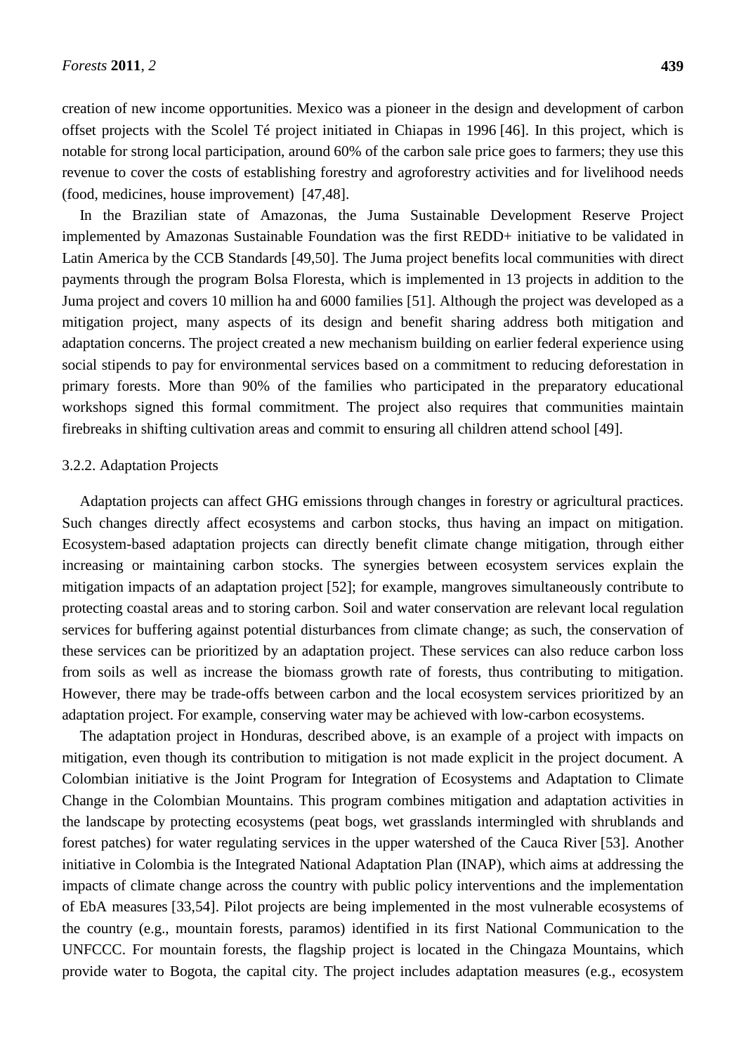creation of new income opportunities. Mexico was a pioneer in the design and development of carbon offset projects with the Scolel Té project initiated in Chiapas in 1996 [46]. In this project, which is notable for strong local participation, around 60% of the carbon sale price goes to farmers; they use this revenue to cover the costs of establishing forestry and agroforestry activities and for livelihood needs (food, medicines, house improvement) [47,48].

In the Brazilian state of Amazonas, the Juma Sustainable Development Reserve Project implemented by Amazonas Sustainable Foundation was the first REDD+ initiative to be validated in Latin America by the CCB Standards [49,50]. The Juma project benefits local communities with direct payments through the program Bolsa Floresta, which is implemented in 13 projects in addition to the Juma project and covers 10 million ha and 6000 families [51]. Although the project was developed as a mitigation project, many aspects of its design and benefit sharing address both mitigation and adaptation concerns. The project created a new mechanism building on earlier federal experience using social stipends to pay for environmental services based on a commitment to reducing deforestation in primary forests. More than 90% of the families who participated in the preparatory educational workshops signed this formal commitment. The project also requires that communities maintain firebreaks in shifting cultivation areas and commit to ensuring all children attend school [49].

### 3.2.2. Adaptation Projects

Adaptation projects can affect GHG emissions through changes in forestry or agricultural practices. Such changes directly affect ecosystems and carbon stocks, thus having an impact on mitigation. Ecosystem-based adaptation projects can directly benefit climate change mitigation, through either increasing or maintaining carbon stocks. The synergies between ecosystem services explain the mitigation impacts of an adaptation project [52]; for example, mangroves simultaneously contribute to protecting coastal areas and to storing carbon. Soil and water conservation are relevant local regulation services for buffering against potential disturbances from climate change; as such, the conservation of these services can be prioritized by an adaptation project. These services can also reduce carbon loss from soils as well as increase the biomass growth rate of forests, thus contributing to mitigation. However, there may be trade-offs between carbon and the local ecosystem services prioritized by an adaptation project. For example, conserving water may be achieved with low-carbon ecosystems.

The adaptation project in Honduras, described above, is an example of a project with impacts on mitigation, even though its contribution to mitigation is not made explicit in the project document. A Colombian initiative is the Joint Program for Integration of Ecosystems and Adaptation to Climate Change in the Colombian Mountains. This program combines mitigation and adaptation activities in the landscape by protecting ecosystems (peat bogs, wet grasslands intermingled with shrublands and forest patches) for water regulating services in the upper watershed of the Cauca River [53]. Another initiative in Colombia is the Integrated National Adaptation Plan (INAP), which aims at addressing the impacts of climate change across the country with public policy interventions and the implementation of EbA measures [33,54]. Pilot projects are being implemented in the most vulnerable ecosystems of the country (e.g., mountain forests, paramos) identified in its first National Communication to the UNFCCC. For mountain forests, the flagship project is located in the Chingaza Mountains, which provide water to Bogota, the capital city. The project includes adaptation measures (e.g., ecosystem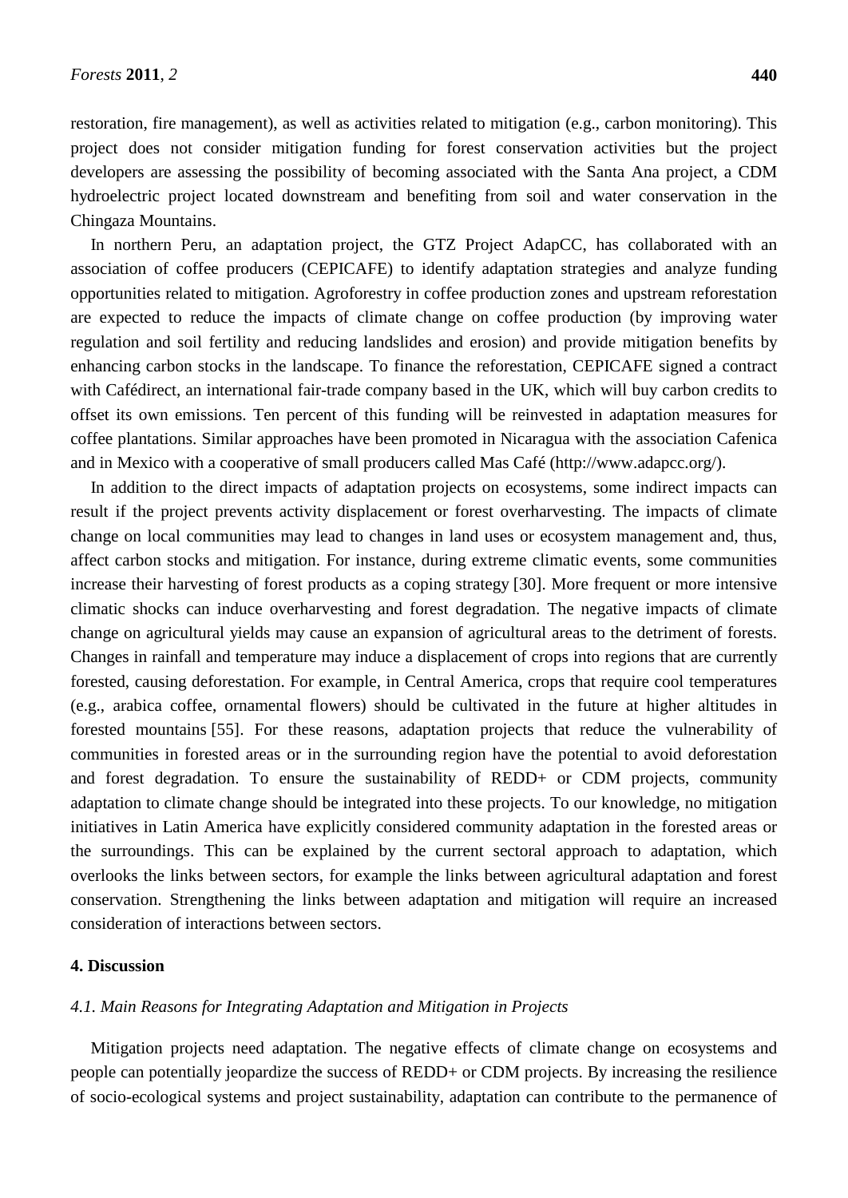restoration, fire management), as well as activities related to mitigation (e.g., carbon monitoring). This project does not consider mitigation funding for forest conservation activities but the project developers are assessing the possibility of becoming associated with the Santa Ana project, a CDM hydroelectric project located downstream and benefiting from soil and water conservation in the Chingaza Mountains.

In northern Peru, an adaptation project, the GTZ Project AdapCC, has collaborated with an association of coffee producers (CEPICAFE) to identify adaptation strategies and analyze funding opportunities related to mitigation. Agroforestry in coffee production zones and upstream reforestation are expected to reduce the impacts of climate change on coffee production (by improving water regulation and soil fertility and reducing landslides and erosion) and provide mitigation benefits by enhancing carbon stocks in the landscape. To finance the reforestation, CEPICAFE signed a contract with Cafédirect, an international fair-trade company based in the UK, which will buy carbon credits to offset its own emissions. Ten percent of this funding will be reinvested in adaptation measures for coffee plantations. Similar approaches have been promoted in Nicaragua with the association Cafenica and in Mexico with a cooperative of small producers called Mas Café (http://www.adapcc.org/).

In addition to the direct impacts of adaptation projects on ecosystems, some indirect impacts can result if the project prevents activity displacement or forest overharvesting. The impacts of climate change on local communities may lead to changes in land uses or ecosystem management and, thus, affect carbon stocks and mitigation. For instance, during extreme climatic events, some communities increase their harvesting of forest products as a coping strategy [30]. More frequent or more intensive climatic shocks can induce overharvesting and forest degradation. The negative impacts of climate change on agricultural yields may cause an expansion of agricultural areas to the detriment of forests. Changes in rainfall and temperature may induce a displacement of crops into regions that are currently forested, causing deforestation. For example, in Central America, crops that require cool temperatures (e.g., arabica coffee, ornamental flowers) should be cultivated in the future at higher altitudes in forested mountains [55]. For these reasons, adaptation projects that reduce the vulnerability of communities in forested areas or in the surrounding region have the potential to avoid deforestation and forest degradation. To ensure the sustainability of REDD+ or CDM projects, community adaptation to climate change should be integrated into these projects. To our knowledge, no mitigation initiatives in Latin America have explicitly considered community adaptation in the forested areas or the surroundings. This can be explained by the current sectoral approach to adaptation, which overlooks the links between sectors, for example the links between agricultural adaptation and forest conservation. Strengthening the links between adaptation and mitigation will require an increased consideration of interactions between sectors.

## 4. Discussion

### *4.1. Main Reasons for Integrating Adaptation and Mitigation in Projects*

Mitigation projects need adaptation. The negative effects of climate change on ecosystems and people can potentially jeopardize the success of REDD+ or CDM projects. By increasing the resilience of socio-ecological systems and project sustainability, adaptation can contribute to the permanence of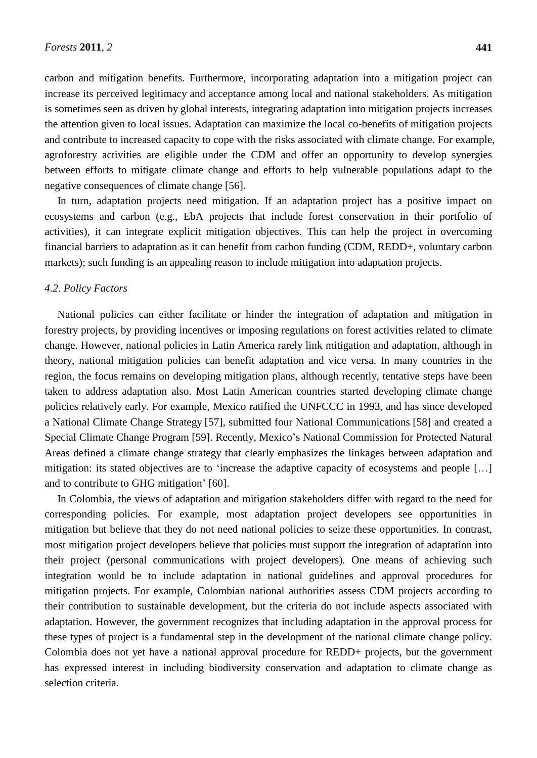carbon and mitigation benefits. Furthermore, incorporating adaptation into a mitigation project can increase its perceived legitimacy and acceptance among local and national stakeholders. As mitigation is sometimes seen as driven by global interests, integrating adaptation into mitigation projects increases the attention given to local issues. Adaptation can maximize the local co-benefits of mitigation projects and contribute to increased capacity to cope with the risks associated with climate change. For example, agroforestry activities are eligible under the CDM and offer an opportunity to develop synergies between efforts to mitigate climate change and efforts to help vulnerable populations adapt to the negative consequences of climate change [56].

In turn, adaptation projects need mitigation. If an adaptation project has a positive impact on ecosystems and carbon (e.g., EbA projects that include forest conservation in their portfolio of activities), it can integrate explicit mitigation objectives. This can help the project in overcoming financial barriers to adaptation as it can benefit from carbon funding (CDM, REDD+, voluntary carbon markets); such funding is an appealing reason to include mitigation into adaptation projects.

### *4.2. Policy Factors*

National policies can either facilitate or hinder the integration of adaptation and mitigation in forestry projects, by providing incentives or imposing regulations on forest activities related to climate change. However, national policies in Latin America rarely link mitigation and adaptation, although in theory, national mitigation policies can benefit adaptation and vice versa. In many countries in the region, the focus remains on developing mitigation plans, although recently, tentative steps have been taken to address adaptation also. Most Latin American countries started developing climate change policies relatively early. For example, Mexico ratified the UNFCCC in 1993, and has since developed a National Climate Change Strategy [57], submitted four National Communications [58] and created a Special Climate Change Program [59]. Recently, Mexico's National Commission for Protected Natural Areas defined a climate change strategy that clearly emphasizes the linkages between adaptation and mitigation: its stated objectives are to 'increase the adaptive capacity of ecosystems and people […] and to contribute to GHG mitigation' [60].

In Colombia, the views of adaptation and mitigation stakeholders differ with regard to the need for corresponding policies. For example, most adaptation project developers see opportunities in mitigation but believe that they do not need national policies to seize these opportunities. In contrast, most mitigation project developers believe that policies must support the integration of adaptation into their project (personal communications with project developers). One means of achieving such integration would be to include adaptation in national guidelines and approval procedures for mitigation projects. For example, Colombian national authorities assess CDM projects according to their contribution to sustainable development, but the criteria do not include aspects associated with adaptation. However, the government recognizes that including adaptation in the approval process for these types of project is a fundamental step in the development of the national climate change policy. Colombia does not yet have a national approval procedure for REDD+ projects, but the government has expressed interest in including biodiversity conservation and adaptation to climate change as selection criteria.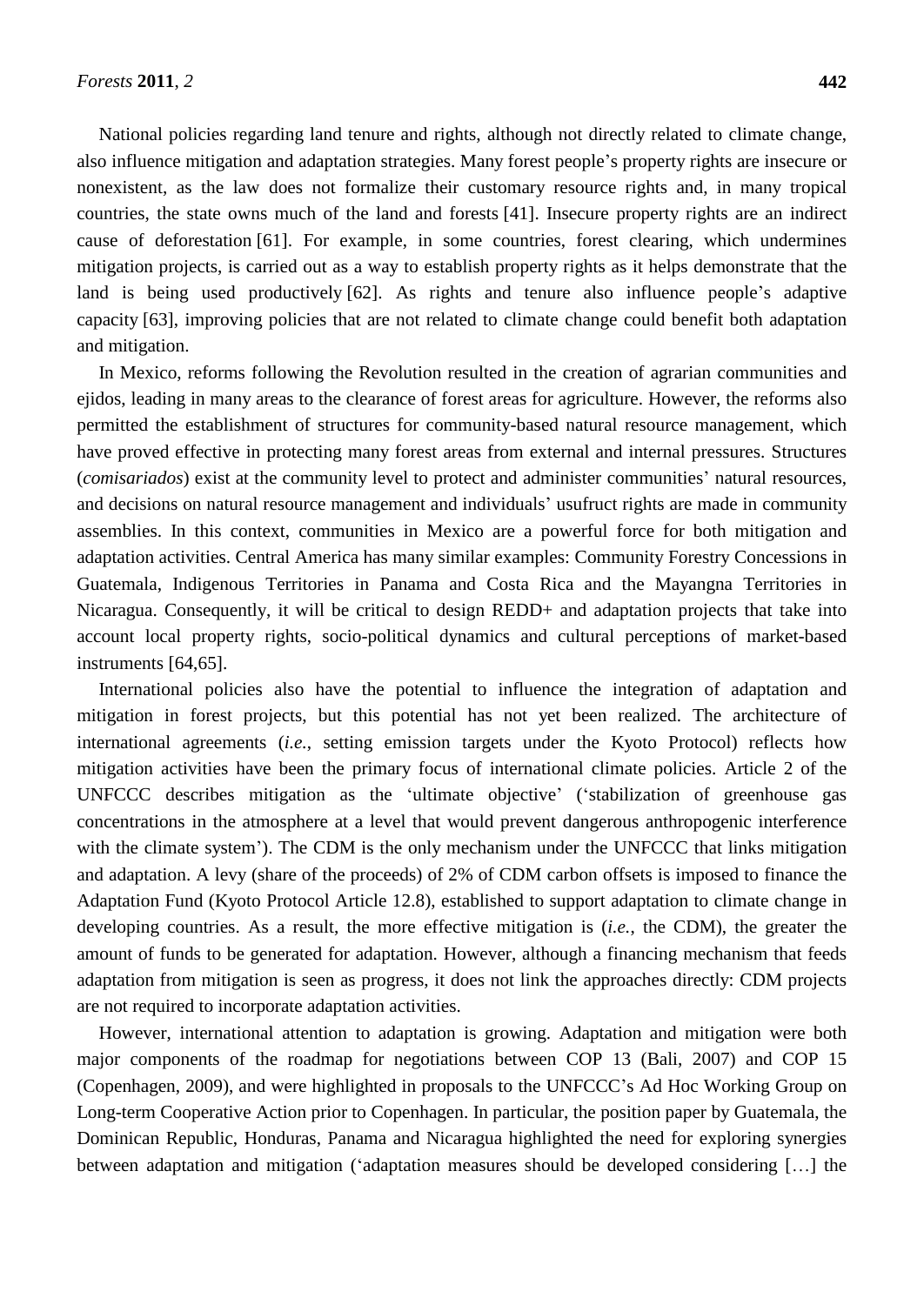National policies regarding land tenure and rights, although not directly related to climate change, also influence mitigation and adaptation strategies. Many forest people's property rights are insecure or nonexistent, as the law does not formalize their customary resource rights and, in many tropical countries, the state owns much of the land and forests [41]. Insecure property rights are an indirect cause of deforestation [61]. For example, in some countries, forest clearing, which undermines mitigation projects, is carried out as a way to establish property rights as it helps demonstrate that the land is being used productively [62]. As rights and tenure also influence people's adaptive capacity [63], improving policies that are not related to climate change could benefit both adaptation and mitigation.

In Mexico, reforms following the Revolution resulted in the creation of agrarian communities and ejidos, leading in many areas to the clearance of forest areas for agriculture. However, the reforms also permitted the establishment of structures for community-based natural resource management, which have proved effective in protecting many forest areas from external and internal pressures. Structures (*comisariados*) exist at the community level to protect and administer communities' natural resources, and decisions on natural resource management and individuals' usufruct rights are made in community assemblies. In this context, communities in Mexico are a powerful force for both mitigation and adaptation activities. Central America has many similar examples: Community Forestry Concessions in Guatemala, Indigenous Territories in Panama and Costa Rica and the Mayangna Territories in Nicaragua. Consequently, it will be critical to design REDD+ and adaptation projects that take into account local property rights, socio-political dynamics and cultural perceptions of market-based instruments [64,65].

International policies also have the potential to influence the integration of adaptation and mitigation in forest projects, but this potential has not yet been realized. The architecture of international agreements (*i.e.*, setting emission targets under the Kyoto Protocol) reflects how mitigation activities have been the primary focus of international climate policies. Article 2 of the UNFCCC describes mitigation as the 'ultimate objective' ('stabilization of greenhouse gas concentrations in the atmosphere at a level that would prevent dangerous anthropogenic interference with the climate system'). The CDM is the only mechanism under the UNFCCC that links mitigation and adaptation. A levy (share of the proceeds) of 2% of CDM carbon offsets is imposed to finance the Adaptation Fund (Kyoto Protocol Article 12.8), established to support adaptation to climate change in developing countries. As a result, the more effective mitigation is (*i.e.*, the CDM), the greater the amount of funds to be generated for adaptation. However, although a financing mechanism that feeds adaptation from mitigation is seen as progress, it does not link the approaches directly: CDM projects are not required to incorporate adaptation activities.

However, international attention to adaptation is growing. Adaptation and mitigation were both major components of the roadmap for negotiations between COP 13 (Bali, 2007) and COP 15 (Copenhagen, 2009), and were highlighted in proposals to the UNFCCC's Ad Hoc Working Group on Long-term Cooperative Action prior to Copenhagen. In particular, the position paper by Guatemala, the Dominican Republic, Honduras, Panama and Nicaragua highlighted the need for exploring synergies between adaptation and mitigation ('adaptation measures should be developed considering […] the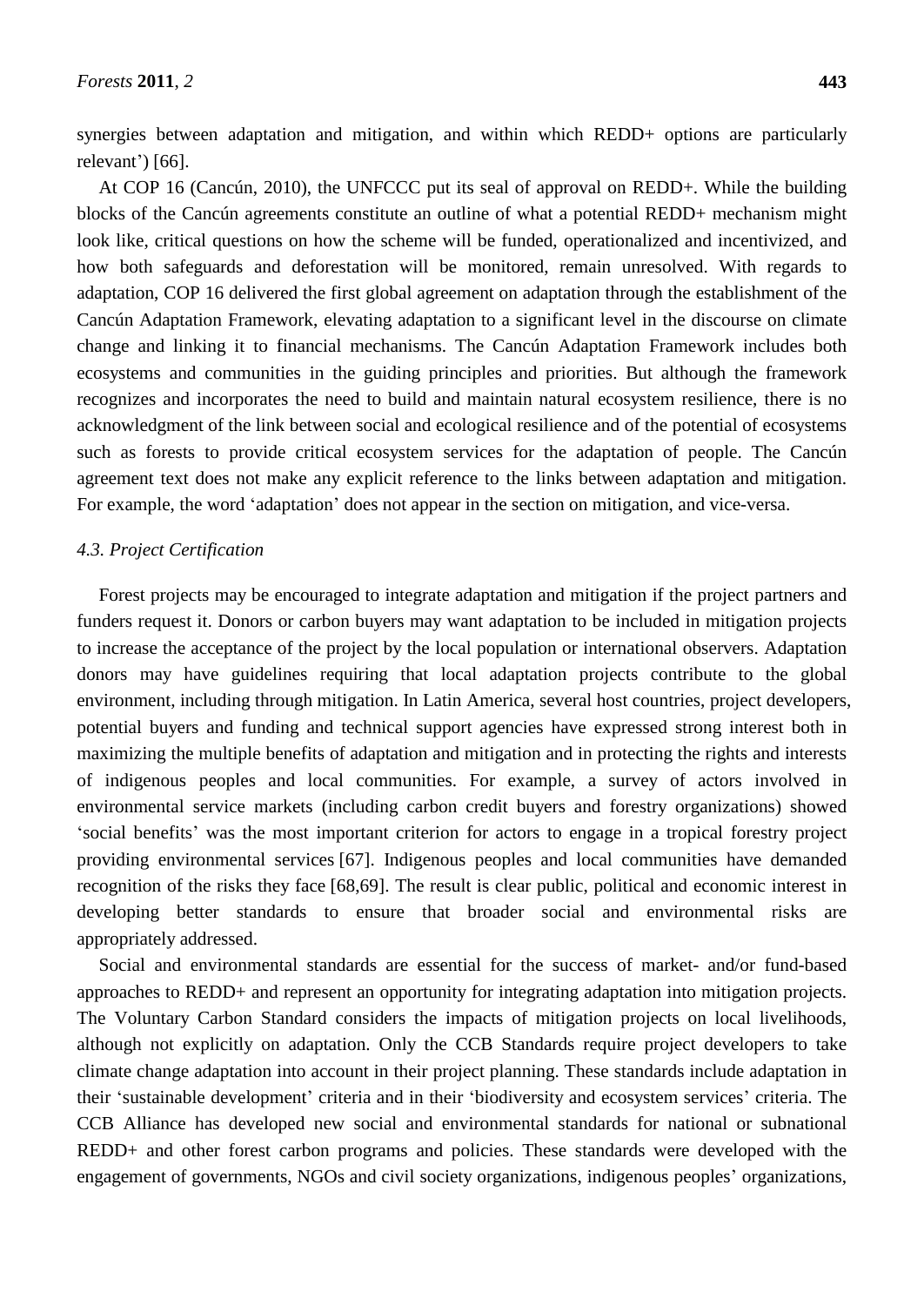synergies between adaptation and mitigation, and within which REDD+ options are particularly relevant') [66].

At COP 16 (Cancún, 2010), the UNFCCC put its seal of approval on REDD+. While the building blocks of the Cancún agreements constitute an outline of what a potential REDD+ mechanism might look like, critical questions on how the scheme will be funded, operationalized and incentivized, and how both safeguards and deforestation will be monitored, remain unresolved. With regards to adaptation, COP 16 delivered the first global agreement on adaptation through the establishment of the Cancún Adaptation Framework, elevating adaptation to a significant level in the discourse on climate change and linking it to financial mechanisms. The Cancún Adaptation Framework includes both ecosystems and communities in the guiding principles and priorities. But although the framework recognizes and incorporates the need to build and maintain natural ecosystem resilience, there is no acknowledgment of the link between social and ecological resilience and of the potential of ecosystems such as forests to provide critical ecosystem services for the adaptation of people. The Cancún agreement text does not make any explicit reference to the links between adaptation and mitigation. For example, the word 'adaptation' does not appear in the section on mitigation, and vice-versa.

### *4.3. Project Certification*

Forest projects may be encouraged to integrate adaptation and mitigation if the project partners and funders request it. Donors or carbon buyers may want adaptation to be included in mitigation projects to increase the acceptance of the project by the local population or international observers. Adaptation donors may have guidelines requiring that local adaptation projects contribute to the global environment, including through mitigation. In Latin America, several host countries, project developers, potential buyers and funding and technical support agencies have expressed strong interest both in maximizing the multiple benefits of adaptation and mitigation and in protecting the rights and interests of indigenous peoples and local communities. For example, a survey of actors involved in environmental service markets (including carbon credit buyers and forestry organizations) showed 'social benefits' was the most important criterion for actors to engage in a tropical forestry project providing environmental services [67]. Indigenous peoples and local communities have demanded recognition of the risks they face [68,69]. The result is clear public, political and economic interest in developing better standards to ensure that broader social and environmental risks are appropriately addressed.

Social and environmental standards are essential for the success of market- and/or fund-based approaches to REDD+ and represent an opportunity for integrating adaptation into mitigation projects. The Voluntary Carbon Standard considers the impacts of mitigation projects on local livelihoods, although not explicitly on adaptation. Only the CCB Standards require project developers to take climate change adaptation into account in their project planning. These standards include adaptation in their 'sustainable development' criteria and in their 'biodiversity and ecosystem services' criteria. The CCB Alliance has developed new social and environmental standards for national or subnational REDD+ and other forest carbon programs and policies. These standards were developed with the engagement of governments, NGOs and civil society organizations, indigenous peoples' organizations,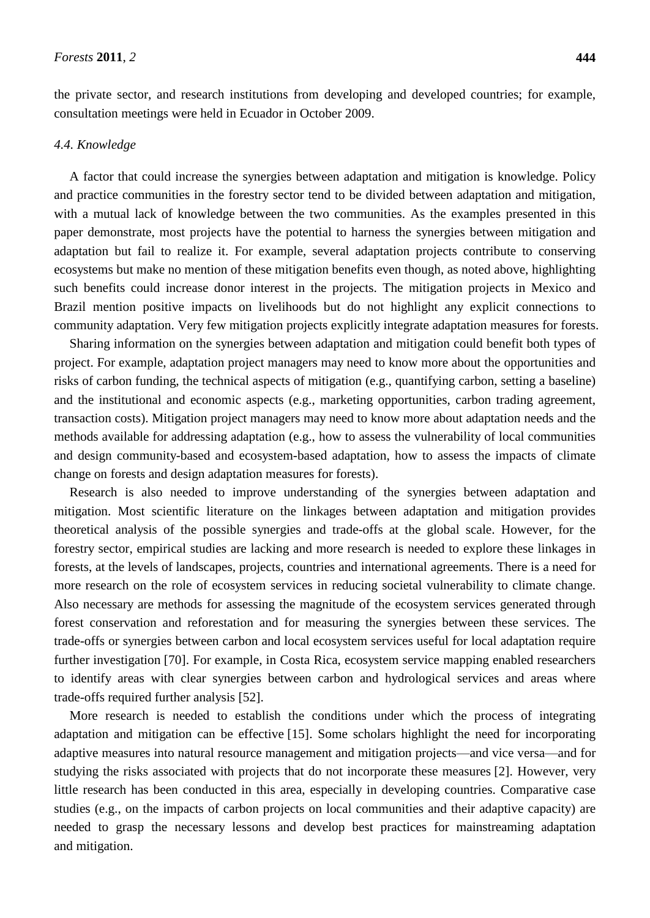the private sector, and research institutions from developing and developed countries; for example, consultation meetings were held in Ecuador in October 2009.

### *4.4. Knowledge*

A factor that could increase the synergies between adaptation and mitigation is knowledge. Policy and practice communities in the forestry sector tend to be divided between adaptation and mitigation, with a mutual lack of knowledge between the two communities. As the examples presented in this paper demonstrate, most projects have the potential to harness the synergies between mitigation and adaptation but fail to realize it. For example, several adaptation projects contribute to conserving ecosystems but make no mention of these mitigation benefits even though, as noted above, highlighting such benefits could increase donor interest in the projects. The mitigation projects in Mexico and Brazil mention positive impacts on livelihoods but do not highlight any explicit connections to community adaptation. Very few mitigation projects explicitly integrate adaptation measures for forests.

Sharing information on the synergies between adaptation and mitigation could benefit both types of project. For example, adaptation project managers may need to know more about the opportunities and risks of carbon funding, the technical aspects of mitigation (e.g., quantifying carbon, setting a baseline) and the institutional and economic aspects (e.g., marketing opportunities, carbon trading agreement, transaction costs). Mitigation project managers may need to know more about adaptation needs and the methods available for addressing adaptation (e.g., how to assess the vulnerability of local communities and design community-based and ecosystem-based adaptation, how to assess the impacts of climate change on forests and design adaptation measures for forests).

Research is also needed to improve understanding of the synergies between adaptation and mitigation. Most scientific literature on the linkages between adaptation and mitigation provides theoretical analysis of the possible synergies and trade-offs at the global scale. However, for the forestry sector, empirical studies are lacking and more research is needed to explore these linkages in forests, at the levels of landscapes, projects, countries and international agreements. There is a need for more research on the role of ecosystem services in reducing societal vulnerability to climate change. Also necessary are methods for assessing the magnitude of the ecosystem services generated through forest conservation and reforestation and for measuring the synergies between these services. The trade-offs or synergies between carbon and local ecosystem services useful for local adaptation require further investigation [70]. For example, in Costa Rica, ecosystem service mapping enabled researchers to identify areas with clear synergies between carbon and hydrological services and areas where trade-offs required further analysis [52].

More research is needed to establish the conditions under which the process of integrating adaptation and mitigation can be effective [15]. Some scholars highlight the need for incorporating adaptive measures into natural resource management and mitigation projects—and vice versa—and for studying the risks associated with projects that do not incorporate these measures [2]. However, very little research has been conducted in this area, especially in developing countries. Comparative case studies (e.g., on the impacts of carbon projects on local communities and their adaptive capacity) are needed to grasp the necessary lessons and develop best practices for mainstreaming adaptation and mitigation.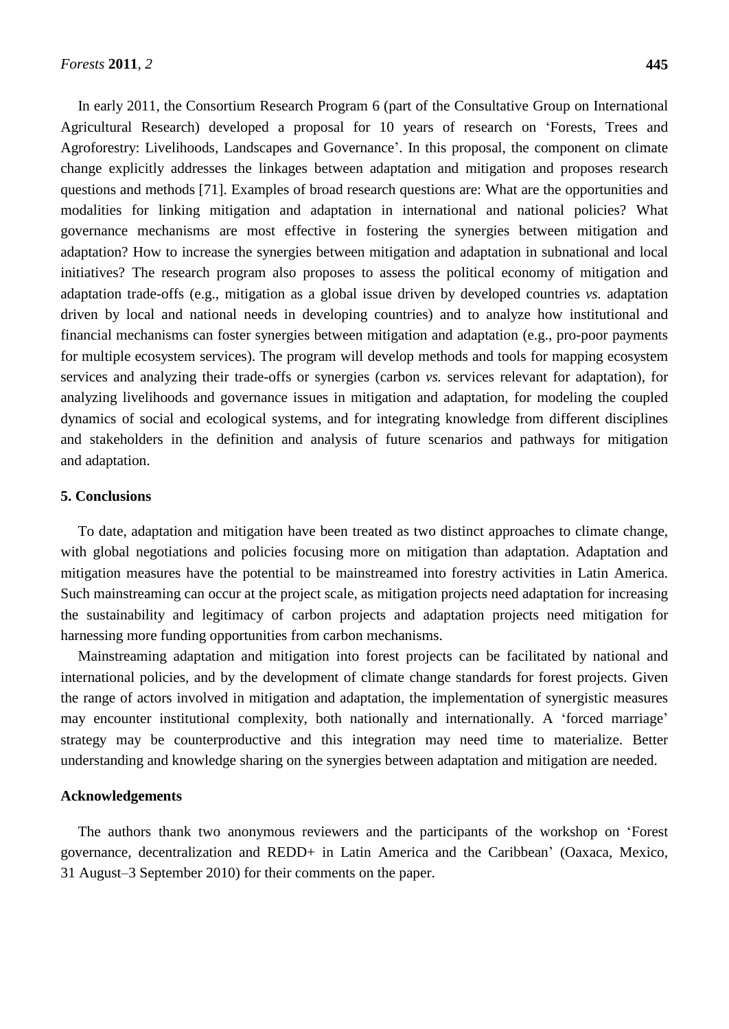In early 2011, the Consortium Research Program 6 (part of the Consultative Group on International Agricultural Research) developed a proposal for 10 years of research on 'Forests, Trees and Agroforestry: Livelihoods, Landscapes and Governance'. In this proposal, the component on climate change explicitly addresses the linkages between adaptation and mitigation and proposes research questions and methods [71]. Examples of broad research questions are: What are the opportunities and modalities for linking mitigation and adaptation in international and national policies? What governance mechanisms are most effective in fostering the synergies between mitigation and adaptation? How to increase the synergies between mitigation and adaptation in subnational and local initiatives? The research program also proposes to assess the political economy of mitigation and adaptation trade-offs (e.g., mitigation as a global issue driven by developed countries *vs.* adaptation driven by local and national needs in developing countries) and to analyze how institutional and financial mechanisms can foster synergies between mitigation and adaptation (e.g., pro-poor payments for multiple ecosystem services). The program will develop methods and tools for mapping ecosystem services and analyzing their trade-offs or synergies (carbon *vs.* services relevant for adaptation), for analyzing livelihoods and governance issues in mitigation and adaptation, for modeling the coupled dynamics of social and ecological systems, and for integrating knowledge from different disciplines and stakeholders in the definition and analysis of future scenarios and pathways for mitigation and adaptation.

## 5. Conclusions

To date, adaptation and mitigation have been treated as two distinct approaches to climate change, with global negotiations and policies focusing more on mitigation than adaptation. Adaptation and mitigation measures have the potential to be mainstreamed into forestry activities in Latin America. Such mainstreaming can occur at the project scale, as mitigation projects need adaptation for increasing the sustainability and legitimacy of carbon projects and adaptation projects need mitigation for harnessing more funding opportunities from carbon mechanisms.

Mainstreaming adaptation and mitigation into forest projects can be facilitated by national and international policies, and by the development of climate change standards for forest projects. Given the range of actors involved in mitigation and adaptation, the implementation of synergistic measures may encounter institutional complexity, both nationally and internationally. A 'forced marriage' strategy may be counterproductive and this integration may need time to materialize. Better understanding and knowledge sharing on the synergies between adaptation and mitigation are needed.

## Acknowledgements

The authors thank two anonymous reviewers and the participants of the workshop on 'Forest governance, decentralization and REDD+ in Latin America and the Caribbean' (Oaxaca, Mexico, 31 August–3 September 2010) for their comments on the paper.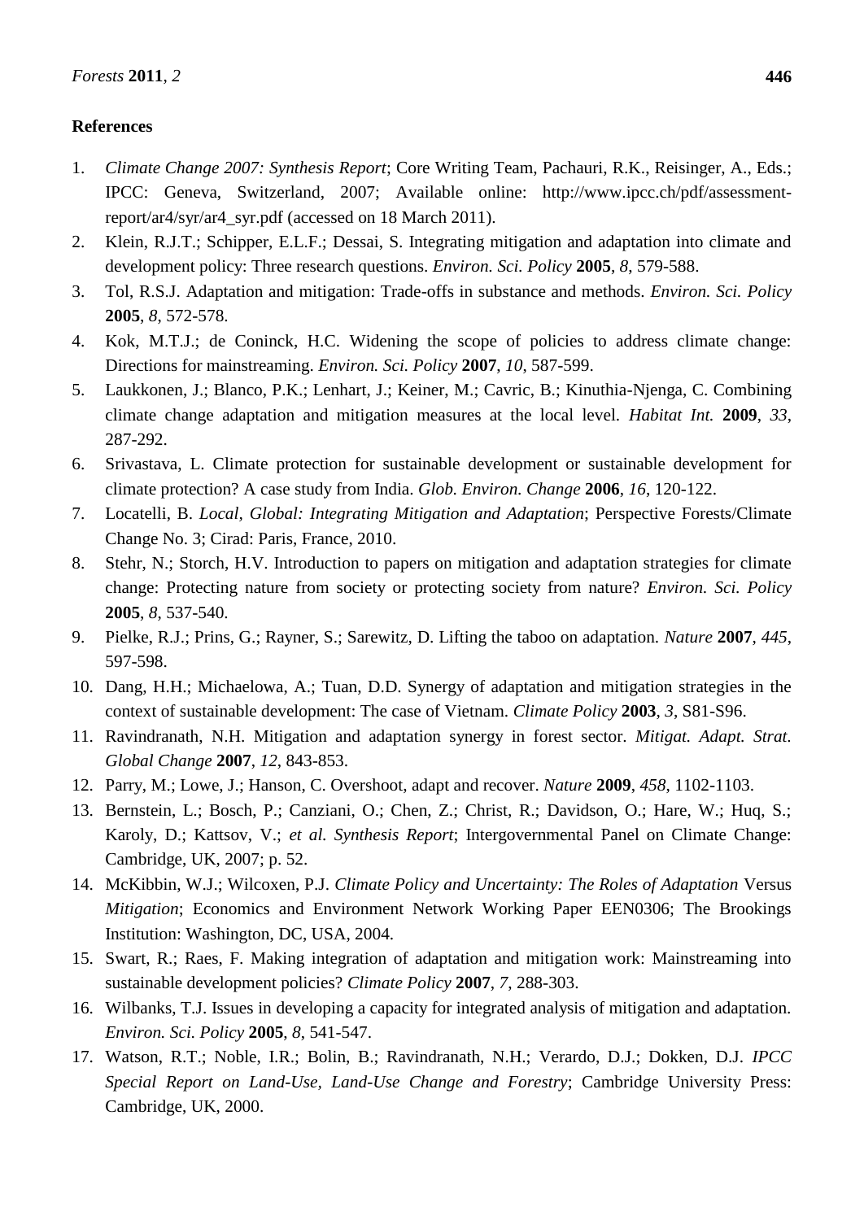**References**

1. *Climate Change 2007: Synthesis Report*; Core Writing Team, Pachauri, R.K., Reisinger, A., Eds.; IPCC: Geneva, Switzerland, 2007; Available online: http://www.ipcc.ch/pdf/assessment-report/ar4/syr/ar4_syr.pdf (accessed on 18 March 2011).
2. Klein, R.J.T.; Schipper, E.L.F.; Dessai, S. Integrating mitigation and adaptation into climate and development policy: Three research questions. *Environ. Sci. Policy* **2005**, *8*, 579-588.
3. Tol, R.S.J. Adaptation and mitigation: Trade-offs in substance and methods. *Environ. Sci. Policy* **2005**, *8*, 572-578.
4. Kok, M.T.J.; de Coninck, H.C. Widening the scope of policies to address climate change: Directions for mainstreaming. *Environ. Sci. Policy* **2007**, *10*, 587-599.
5. Laukkonen, J.; Blanco, P.K.; Lenhart, J.; Keiner, M.; Cavric, B.; Kinuthia-Njenga, C. Combining climate change adaptation and mitigation measures at the local level. *Habitat Int.* **2009**, *33*, 287-292.
6. Srivastava, L. Climate protection for sustainable development or sustainable development for climate protection? A case study from India. *Glob. Environ. Change* **2006**, *16*, 120-122.
7. Locatelli, B. *Local, Global: Integrating Mitigation and Adaptation*; Perspective Forests/Climate Change No. 3; Cirad: Paris, France, 2010.
8. Stehr, N.; Storch, H.V. Introduction to papers on mitigation and adaptation strategies for climate change: Protecting nature from society or protecting society from nature? *Environ. Sci. Policy* **2005**, *8*, 537-540.
9. Pielke, R.J.; Prins, G.; Rayner, S.; Sarewitz, D. Lifting the taboo on adaptation. *Nature* **2007**, *445*, 597-598.
10. Dang, H.H.; Michaelowa, A.; Tuan, D.D. Synergy of adaptation and mitigation strategies in the context of sustainable development: The case of Vietnam. *Climate Policy* **2003**, *3*, S81-S96.
11. Ravindranath, N.H. Mitigation and adaptation synergy in forest sector. *Mitigat. Adapt. Strat. Global Change* **2007**, *12*, 843-853.
12. Parry, M.; Lowe, J.; Hanson, C. Overshoot, adapt and recover. *Nature* **2009**, *458*, 1102-1103.
13. Bernstein, L.; Bosch, P.; Canziani, O.; Chen, Z.; Christ, R.; Davidson, O.; Hare, W.; Huq, S.; Karoly, D.; Kattsov, V.; *et al. Synthesis Report*; Intergovernmental Panel on Climate Change: Cambridge, UK, 2007; p. 52.
14. McKibbin, W.J.; Wilcoxen, P.J. *Climate Policy and Uncertainty: The Roles of Adaptation* Versus *Mitigation*; Economics and Environment Network Working Paper EEN0306; The Brookings Institution: Washington, DC, USA, 2004.
15. Swart, R.; Raes, F. Making integration of adaptation and mitigation work: Mainstreaming into sustainable development policies? *Climate Policy* **2007**, *7*, 288-303.
16. Wilbanks, T.J. Issues in developing a capacity for integrated analysis of mitigation and adaptation. *Environ. Sci. Policy* **2005**, *8*, 541-547.
17. Watson, R.T.; Noble, I.R.; Bolin, B.; Ravindranath, N.H.; Verardo, D.J.; Dokken, D.J. *IPCC Special Report on Land-Use, Land-Use Change and Forestry*; Cambridge University Press: Cambridge, UK, 2000.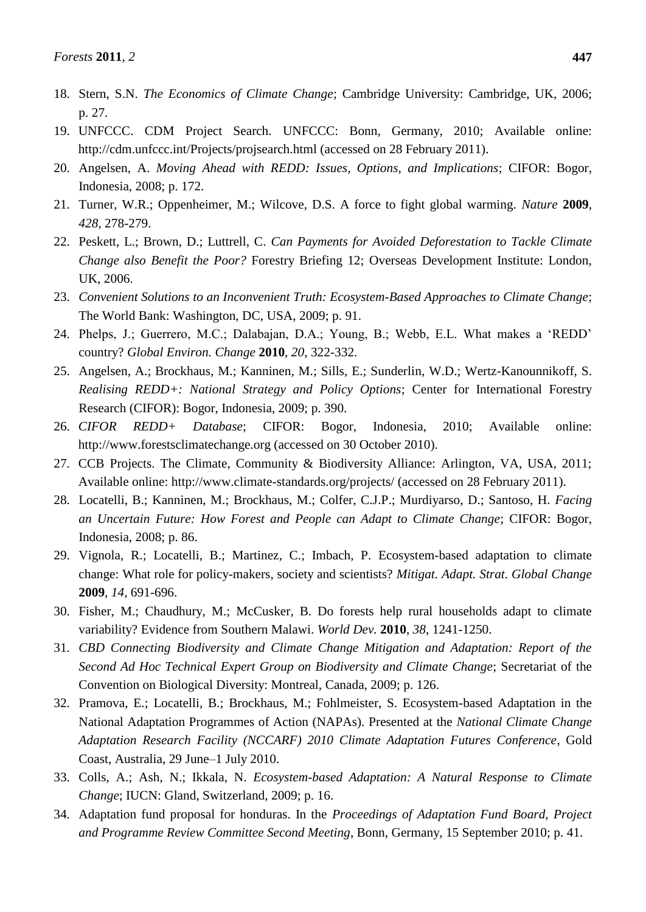18. Stern, S.N. *The Economics of Climate Change*; Cambridge University: Cambridge, UK, 2006; p. 27.
19. UNFCCC. CDM Project Search. UNFCCC: Bonn, Germany, 2010; Available online: http://cdm.unfccc.int/Projects/projsearch.html (accessed on 28 February 2011).
20. Angelsen, A. *Moving Ahead with REDD: Issues, Options, and Implications*; CIFOR: Bogor, Indonesia, 2008; p. 172.
21. Turner, W.R.; Oppenheimer, M.; Wilcove, D.S. A force to fight global warming. *Nature* **2009**, *428*, 278-279.
22. Peskett, L.; Brown, D.; Luttrell, C. *Can Payments for Avoided Deforestation to Tackle Climate Change also Benefit the Poor?* Forestry Briefing 12; Overseas Development Institute: London, UK, 2006.
23. *Convenient Solutions to an Inconvenient Truth: Ecosystem-Based Approaches to Climate Change*; The World Bank: Washington, DC, USA, 2009; p. 91.
24. Phelps, J.; Guerrero, M.C.; Dalabajan, D.A.; Young, B.; Webb, E.L. What makes a 'REDD' country? *Global Environ. Change* **2010**, *20*, 322-332.
25. Angelsen, A.; Brockhaus, M.; Kanninen, M.; Sills, E.; Sunderlin, W.D.; Wertz-Kanounnikoff, S. *Realising REDD+: National Strategy and Policy Options*; Center for International Forestry Research (CIFOR): Bogor, Indonesia, 2009; p. 390.
26. *CIFOR REDD+ Database*; CIFOR: Bogor, Indonesia, 2010; Available online: http://www.forestsclimatechange.org (accessed on 30 October 2010).
27. CCB Projects. The Climate, Community & Biodiversity Alliance: Arlington, VA, USA, 2011; Available online: http://www.climate-standards.org/projects/ (accessed on 28 February 2011).
28. Locatelli, B.; Kanninen, M.; Brockhaus, M.; Colfer, C.J.P.; Murdiyarso, D.; Santoso, H. *Facing an Uncertain Future: How Forest and People can Adapt to Climate Change*; CIFOR: Bogor, Indonesia, 2008; p. 86.
29. Vignola, R.; Locatelli, B.; Martinez, C.; Imbach, P. Ecosystem-based adaptation to climate change: What role for policy-makers, society and scientists? *Mitigat. Adapt. Strat. Global Change* **2009**, *14*, 691-696.
30. Fisher, M.; Chaudhury, M.; McCusker, B. Do forests help rural households adapt to climate variability? Evidence from Southern Malawi. *World Dev.* **2010**, *38*, 1241-1250.
31. *CBD Connecting Biodiversity and Climate Change Mitigation and Adaptation: Report of the Second Ad Hoc Technical Expert Group on Biodiversity and Climate Change*; Secretariat of the Convention on Biological Diversity: Montreal, Canada, 2009; p. 126.
32. Pramova, E.; Locatelli, B.; Brockhaus, M.; Fohlmeister, S. Ecosystem-based Adaptation in the National Adaptation Programmes of Action (NAPAs). Presented at the *National Climate Change Adaptation Research Facility (NCCARF) 2010 Climate Adaptation Futures Conference*, Gold Coast, Australia, 29 June–1 July 2010.
33. Colls, A.; Ash, N.; Ikkala, N. *Ecosystem-based Adaptation: A Natural Response to Climate Change*; IUCN: Gland, Switzerland, 2009; p. 16.
34. Adaptation fund proposal for honduras. In the *Proceedings of Adaptation Fund Board, Project and Programme Review Committee Second Meeting*, Bonn, Germany, 15 September 2010; p. 41.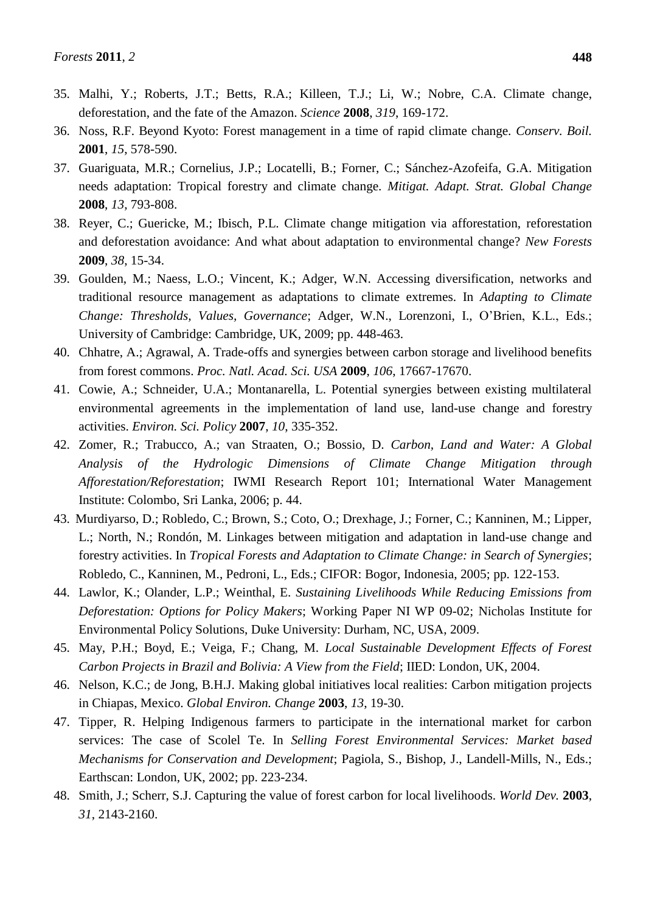35. Malhi, Y.; Roberts, J.T.; Betts, R.A.; Killeen, T.J.; Li, W.; Nobre, C.A. Climate change, deforestation, and the fate of the Amazon. *Science* **2008**, *319*, 169-172.
36. Noss, R.F. Beyond Kyoto: Forest management in a time of rapid climate change. *Conserv. Boil.* **2001**, *15*, 578-590.
37. Guariguata, M.R.; Cornelius, J.P.; Locatelli, B.; Forner, C.; Sánchez-Azofeifa, G.A. Mitigation needs adaptation: Tropical forestry and climate change. *Mitigat. Adapt. Strat. Global Change* **2008**, *13*, 793-808.
38. Reyer, C.; Guericke, M.; Ibisch, P.L. Climate change mitigation via afforestation, reforestation and deforestation avoidance: And what about adaptation to environmental change? *New Forests* **2009**, *38*, 15-34.
39. Goulden, M.; Naess, L.O.; Vincent, K.; Adger, W.N. Accessing diversification, networks and traditional resource management as adaptations to climate extremes. In *Adapting to Climate Change: Thresholds, Values, Governance*; Adger, W.N., Lorenzoni, I., O'Brien, K.L., Eds.; University of Cambridge: Cambridge, UK, 2009; pp. 448-463.
40. Chhatre, A.; Agrawal, A. Trade-offs and synergies between carbon storage and livelihood benefits from forest commons. *Proc. Natl. Acad. Sci. USA* **2009**, *106*, 17667-17670.
41. Cowie, A.; Schneider, U.A.; Montanarella, L. Potential synergies between existing multilateral environmental agreements in the implementation of land use, land-use change and forestry activities. *Environ. Sci. Policy* **2007**, *10*, 335-352.
42. Zomer, R.; Trabucco, A.; van Straaten, O.; Bossio, D. *Carbon, Land and Water: A Global Analysis of the Hydrologic Dimensions of Climate Change Mitigation through Afforestation/Reforestation*; IWMI Research Report 101; International Water Management Institute: Colombo, Sri Lanka, 2006; p. 44.
43. Murdiyarso, D.; Robledo, C.; Brown, S.; Coto, O.; Drexhage, J.; Forner, C.; Kanninen, M.; Lipper, L.; North, N.; Rondón, M. Linkages between mitigation and adaptation in land-use change and forestry activities. In *Tropical Forests and Adaptation to Climate Change: in Search of Synergies*; Robledo, C., Kanninen, M., Pedroni, L., Eds.; CIFOR: Bogor, Indonesia, 2005; pp. 122-153.
44. Lawlor, K.; Olander, L.P.; Weinthal, E. *Sustaining Livelihoods While Reducing Emissions from Deforestation: Options for Policy Makers*; Working Paper NI WP 09-02; Nicholas Institute for Environmental Policy Solutions, Duke University: Durham, NC, USA, 2009.
45. May, P.H.; Boyd, E.; Veiga, F.; Chang, M. *Local Sustainable Development Effects of Forest Carbon Projects in Brazil and Bolivia: A View from the Field*; IIED: London, UK, 2004.
46. Nelson, K.C.; de Jong, B.H.J. Making global initiatives local realities: Carbon mitigation projects in Chiapas, Mexico. *Global Environ. Change* **2003**, *13*, 19-30.
47. Tipper, R. Helping Indigenous farmers to participate in the international market for carbon services: The case of Scolel Te. In *Selling Forest Environmental Services: Market based Mechanisms for Conservation and Development*; Pagiola, S., Bishop, J., Landell-Mills, N., Eds.; Earthscan: London, UK, 2002; pp. 223-234.
48. Smith, J.; Scherr, S.J. Capturing the value of forest carbon for local livelihoods. *World Dev.* **2003**, *31*, 2143-2160.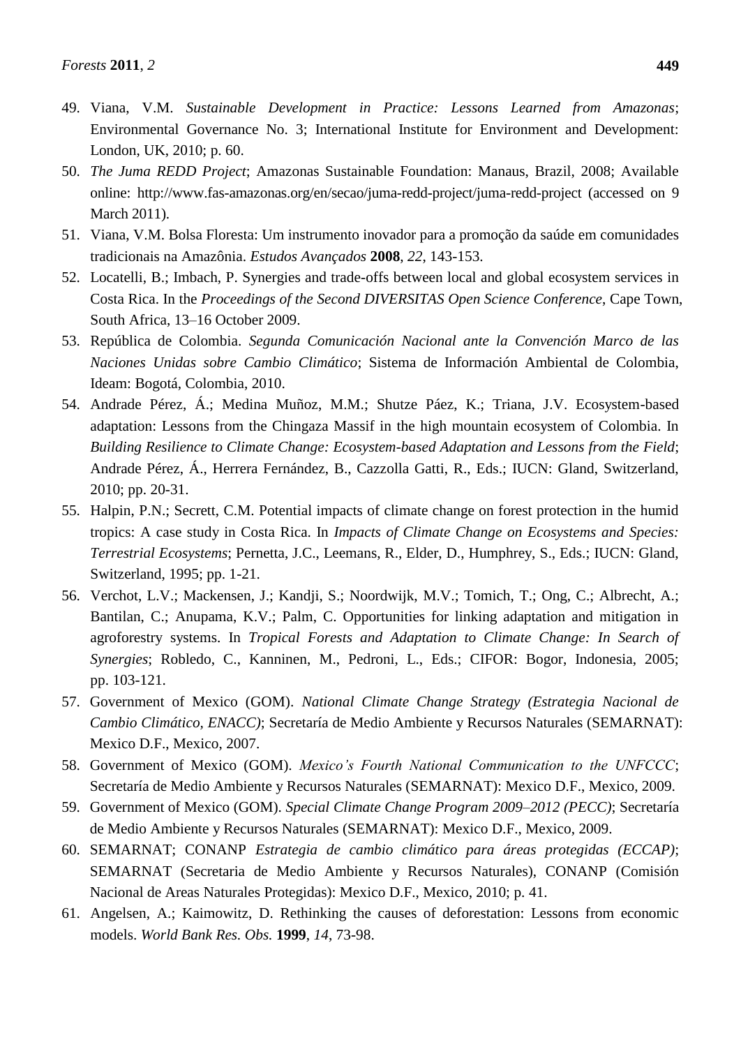49. Viana, V.M. *Sustainable Development in Practice: Lessons Learned from Amazonas*; Environmental Governance No. 3; International Institute for Environment and Development: London, UK, 2010; p. 60.
50. *The Juma REDD Project*; Amazonas Sustainable Foundation: Manaus, Brazil, 2008; Available online: http://www.fas-amazonas.org/en/secao/juma-redd-project/juma-redd-project (accessed on 9 March 2011).
51. Viana, V.M. Bolsa Floresta: Um instrumento inovador para a promoção da saúde em comunidades tradicionais na Amazônia. *Estudos Avançados* **2008**, *22*, 143-153.
52. Locatelli, B.; Imbach, P. Synergies and trade-offs between local and global ecosystem services in Costa Rica. In the *Proceedings of the Second DIVERSITAS Open Science Conference*, Cape Town, South Africa, 13–16 October 2009.
53. República de Colombia. *Segunda Comunicación Nacional ante la Convención Marco de las Naciones Unidas sobre Cambio Climático*; Sistema de Información Ambiental de Colombia, Ideam: Bogotá, Colombia, 2010.
54. Andrade Pérez, Á.; Medina Muñoz, M.M.; Shutze Páez, K.; Triana, J.V. Ecosystem-based adaptation: Lessons from the Chingaza Massif in the high mountain ecosystem of Colombia. In *Building Resilience to Climate Change: Ecosystem-based Adaptation and Lessons from the Field*; Andrade Pérez, Á., Herrera Fernández, B., Cazzolla Gatti, R., Eds.; IUCN: Gland, Switzerland, 2010; pp. 20-31.
55. Halpin, P.N.; Secrett, C.M. Potential impacts of climate change on forest protection in the humid tropics: A case study in Costa Rica. In *Impacts of Climate Change on Ecosystems and Species: Terrestrial Ecosystems*; Pernetta, J.C., Leemans, R., Elder, D., Humphrey, S., Eds.; IUCN: Gland, Switzerland, 1995; pp. 1-21.
56. Verchot, L.V.; Mackensen, J.; Kandji, S.; Noordwijk, M.V.; Tomich, T.; Ong, C.; Albrecht, A.; Bantilan, C.; Anupama, K.V.; Palm, C. Opportunities for linking adaptation and mitigation in agroforestry systems. In *Tropical Forests and Adaptation to Climate Change: In Search of Synergies*; Robledo, C., Kanninen, M., Pedroni, L., Eds.; CIFOR: Bogor, Indonesia, 2005; pp. 103-121.
57. Government of Mexico (GOM). *National Climate Change Strategy (Estrategia Nacional de Cambio Climático, ENACC)*; Secretaría de Medio Ambiente y Recursos Naturales (SEMARNAT): Mexico D.F., Mexico, 2007.
58. Government of Mexico (GOM). *Mexico's Fourth National Communication to the UNFCCC*; Secretaría de Medio Ambiente y Recursos Naturales (SEMARNAT): Mexico D.F., Mexico, 2009.
59. Government of Mexico (GOM). *Special Climate Change Program 2009–2012 (PECC)*; Secretaría de Medio Ambiente y Recursos Naturales (SEMARNAT): Mexico D.F., Mexico, 2009.
60. SEMARNAT; CONANP *Estrategia de cambio climático para áreas protegidas (ECCAP)*; SEMARNAT (Secretaria de Medio Ambiente y Recursos Naturales), CONANP (Comisión Nacional de Areas Naturales Protegidas): Mexico D.F., Mexico, 2010; p. 41.
61. Angelsen, A.; Kaimowitz, D. Rethinking the causes of deforestation: Lessons from economic models. *World Bank Res. Obs.* **1999**, *14*, 73-98.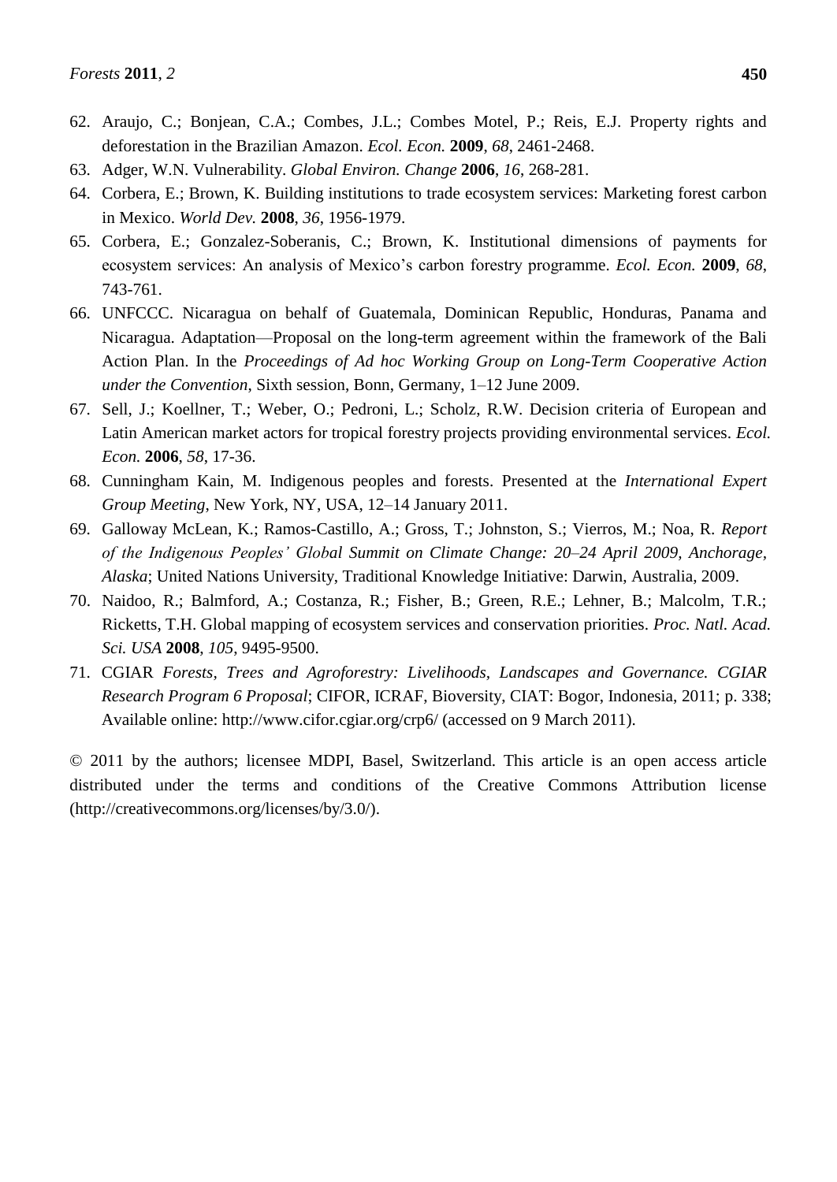62. Araujo, C.; Bonjean, C.A.; Combes, J.L.; Combes Motel, P.; Reis, E.J. Property rights and deforestation in the Brazilian Amazon. *Ecol. Econ.* **2009**, *68*, 2461-2468.
63. Adger, W.N. Vulnerability. *Global Environ. Change* **2006**, *16*, 268-281.
64. Corbera, E.; Brown, K. Building institutions to trade ecosystem services: Marketing forest carbon in Mexico. *World Dev.* **2008**, *36*, 1956-1979.
65. Corbera, E.; Gonzalez-Soberanis, C.; Brown, K. Institutional dimensions of payments for ecosystem services: An analysis of Mexico's carbon forestry programme. *Ecol. Econ.* **2009**, *68*, 743-761.
66. UNFCCC. Nicaragua on behalf of Guatemala, Dominican Republic, Honduras, Panama and Nicaragua. Adaptation—Proposal on the long-term agreement within the framework of the Bali Action Plan. In the *Proceedings of Ad hoc Working Group on Long-Term Cooperative Action under the Convention*, Sixth session, Bonn, Germany, 1–12 June 2009.
67. Sell, J.; Koellner, T.; Weber, O.; Pedroni, L.; Scholz, R.W. Decision criteria of European and Latin American market actors for tropical forestry projects providing environmental services. *Ecol. Econ.* **2006**, *58*, 17-36.
68. Cunningham Kain, M. Indigenous peoples and forests. Presented at the *International Expert Group Meeting*, New York, NY, USA, 12–14 January 2011.
69. Galloway McLean, K.; Ramos-Castillo, A.; Gross, T.; Johnston, S.; Vierros, M.; Noa, R. *Report of the Indigenous Peoples' Global Summit on Climate Change: 20–24 April 2009, Anchorage, Alaska*; United Nations University, Traditional Knowledge Initiative: Darwin, Australia, 2009.
70. Naidoo, R.; Balmford, A.; Costanza, R.; Fisher, B.; Green, R.E.; Lehner, B.; Malcolm, T.R.; Ricketts, T.H. Global mapping of ecosystem services and conservation priorities. *Proc. Natl. Acad. Sci. USA* **2008**, *105*, 9495-9500.
71. CGIAR *Forests, Trees and Agroforestry: Livelihoods, Landscapes and Governance. CGIAR Research Program 6 Proposal*; CIFOR, ICRAF, Bioversity, CIAT: Bogor, Indonesia, 2011; p. 338; Available online: http://www.cifor.cgiar.org/crp6/ (accessed on 9 March 2011).

© 2011 by the authors; licensee MDPI, Basel, Switzerland. This article is an open access article distributed under the terms and conditions of the Creative Commons Attribution license (http://creativecommons.org/licenses/by/3.0/).